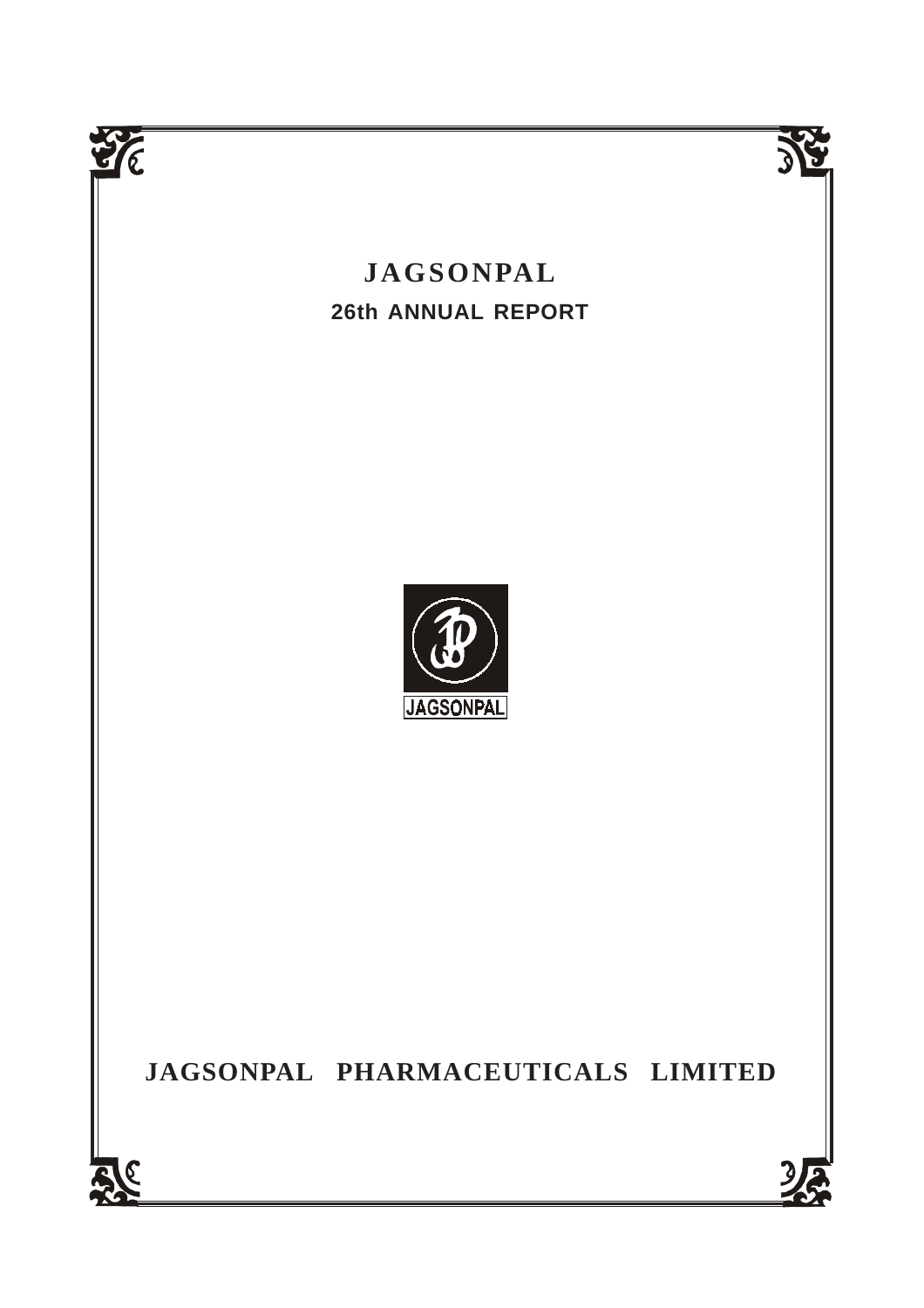# JAGSONPAL

## 26th ANNUAL REPORT

JAGSONPAL

# JAGSONPAL PHARMACEUTICALS LIMITED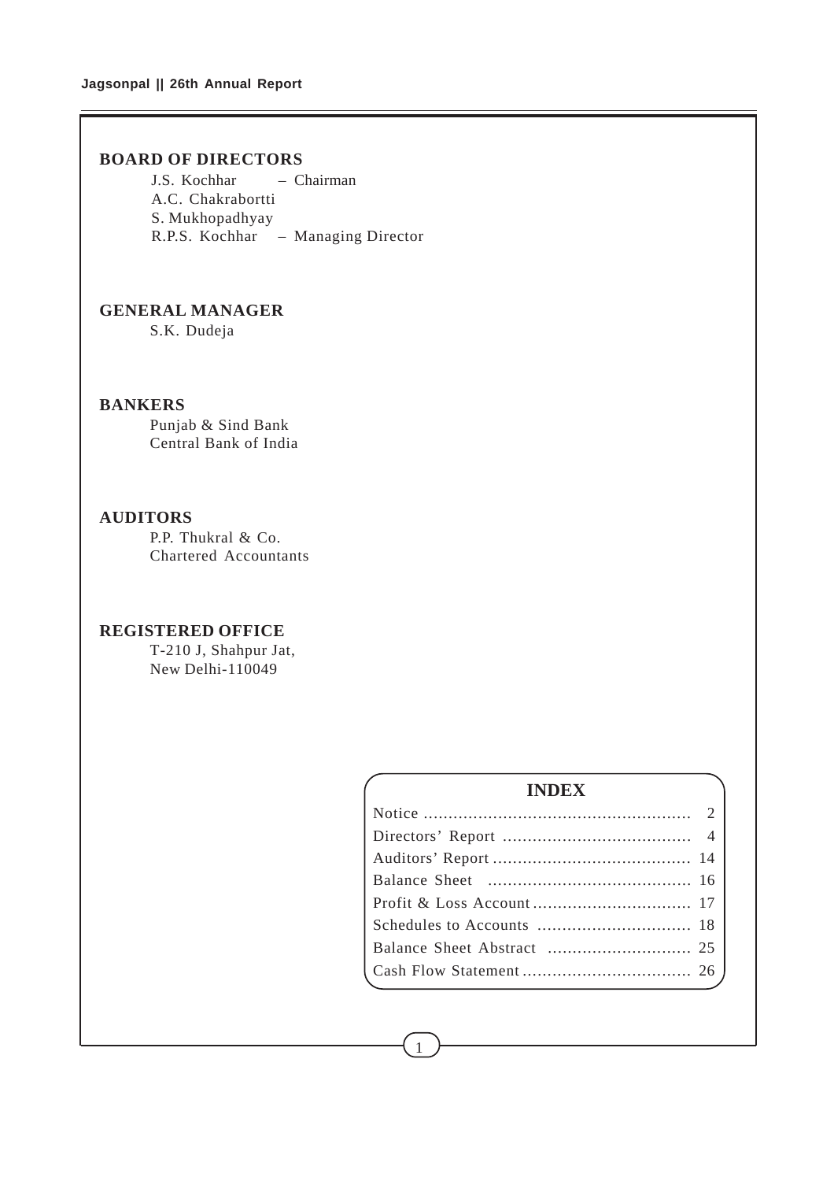## BOARD OF DIRECTORS

J.S. Kochhar – Chairman
A.C. Chakrabortti
S. Mukhopadhyay
R.P.S. Kochhar – Managing Director

## GENERAL MANAGER

S.K. Dudeja

## BANKERS

Punjab & Sind Bank
Central Bank of India

## AUDITORS

P.P. Thukral & Co.
Chartered Accountants

## REGISTERED OFFICE

T-210 J, Shahpur Jat,
New Delhi-110049

## INDEX

| | |
|---|---|
| Notice | 2 |
| Directors' Report | 4 |
| Auditors' Report | 14 |
| Balance Sheet | 16 |
| Profit & Loss Account | 17 |
| Schedules to Accounts | 18 |
| Balance Sheet Abstract | 25 |
| Cash Flow Statement | 26 |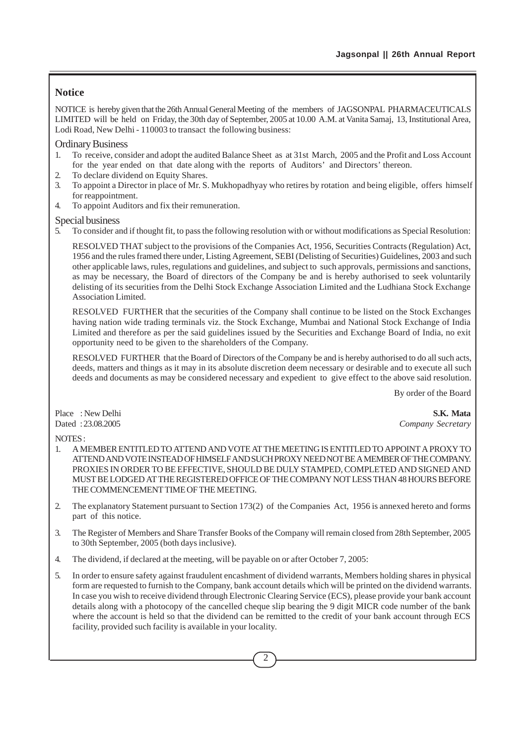## Notice

NOTICE is hereby given that the 26th Annual General Meeting of the members of JAGSONPAL PHARMACEUTICALS LIMITED will be held on Friday, the 30th day of September, 2005 at 10.00 A.M. at Vanita Samaj, 13, Institutional Area, Lodi Road, New Delhi - 110003 to transact the following business:

### Ordinary Business

1. To receive, consider and adopt the audited Balance Sheet as at 31st March, 2005 and the Profit and Loss Account for the year ended on that date along with the reports of Auditors' and Directors' thereon.
2. To declare dividend on Equity Shares.
3. To appoint a Director in place of Mr. S. Mukhopadhyay who retires by rotation and being eligible, offers himself for reappointment.
4. To appoint Auditors and fix their remuneration.

### Special business

5. To consider and if thought fit, to pass the following resolution with or without modifications as Special Resolution:

   RESOLVED THAT subject to the provisions of the Companies Act, 1956, Securities Contracts (Regulation) Act, 1956 and the rules framed there under, Listing Agreement, SEBI (Delisting of Securities) Guidelines, 2003 and such other applicable laws, rules, regulations and guidelines, and subject to such approvals, permissions and sanctions, as may be necessary, the Board of directors of the Company be and is hereby authorised to seek voluntarily delisting of its securities from the Delhi Stock Exchange Association Limited and the Ludhiana Stock Exchange Association Limited.

   RESOLVED FURTHER that the securities of the Company shall continue to be listed on the Stock Exchanges having nation wide trading terminals viz. the Stock Exchange, Mumbai and National Stock Exchange of India Limited and therefore as per the said guidelines issued by the Securities and Exchange Board of India, no exit opportunity need to be given to the shareholders of the Company.

   RESOLVED FURTHER that the Board of Directors of the Company be and is hereby authorised to do all such acts, deeds, matters and things as it may in its absolute discretion deem necessary or desirable and to execute all such deeds and documents as may be considered necessary and expedient to give effect to the above said resolution.

By order of the Board

Place : New Delhi
Dated : 23.08.2005

**S.K. Mata**
*Company Secretary*

NOTES :

1. A MEMBER ENTITLED TO ATTEND AND VOTE AT THE MEETING IS ENTITLED TO APPOINT A PROXY TO ATTEND AND VOTE INSTEAD OF HIMSELF AND SUCH PROXY NEED NOT BE A MEMBER OF THE COMPANY. PROXIES IN ORDER TO BE EFFECTIVE, SHOULD BE DULY STAMPED, COMPLETED AND SIGNED AND MUST BE LODGED AT THE REGISTERED OFFICE OF THE COMPANY NOT LESS THAN 48 HOURS BEFORE THE COMMENCEMENT TIME OF THE MEETING.
2. The explanatory Statement pursuant to Section 173(2) of the Companies Act, 1956 is annexed hereto and forms part of this notice.
3. The Register of Members and Share Transfer Books of the Company will remain closed from 28th September, 2005 to 30th September, 2005 (both days inclusive).
4. The dividend, if declared at the meeting, will be payable on or after October 7, 2005:
5. In order to ensure safety against fraudulent encashment of dividend warrants, Members holding shares in physical form are requested to furnish to the Company, bank account details which will be printed on the dividend warrants. In case you wish to receive dividend through Electronic Clearing Service (ECS), please provide your bank account details along with a photocopy of the cancelled cheque slip bearing the 9 digit MICR code number of the bank where the account is held so that the dividend can be remitted to the credit of your bank account through ECS facility, provided such facility is available in your locality.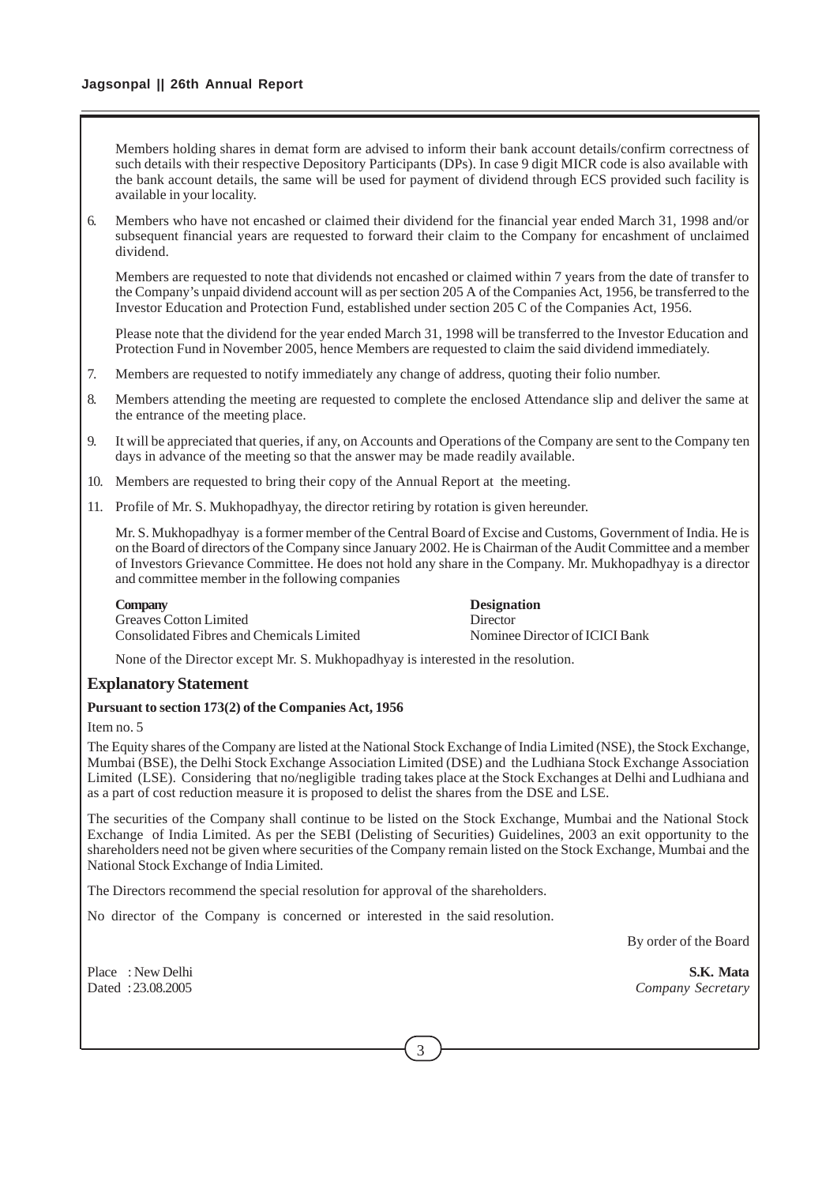Members holding shares in demat form are advised to inform their bank account details/confirm correctness of such details with their respective Depository Participants (DPs). In case 9 digit MICR code is also available with the bank account details, the same will be used for payment of dividend through ECS provided such facility is available in your locality.

6. Members who have not encashed or claimed their dividend for the financial year ended March 31, 1998 and/or subsequent financial years are requested to forward their claim to the Company for encashment of unclaimed dividend.

   Members are requested to note that dividends not encashed or claimed within 7 years from the date of transfer to the Company's unpaid dividend account will as per section 205 A of the Companies Act, 1956, be transferred to the Investor Education and Protection Fund, established under section 205 C of the Companies Act, 1956.

   Please note that the dividend for the year ended March 31, 1998 will be transferred to the Investor Education and Protection Fund in November 2005, hence Members are requested to claim the said dividend immediately.

7. Members are requested to notify immediately any change of address, quoting their folio number.

8. Members attending the meeting are requested to complete the enclosed Attendance slip and deliver the same at the entrance of the meeting place.

9. It will be appreciated that queries, if any, on Accounts and Operations of the Company are sent to the Company ten days in advance of the meeting so that the answer may be made readily available.

10. Members are requested to bring their copy of the Annual Report at the meeting.

11. Profile of Mr. S. Mukhopadhyay, the director retiring by rotation is given hereunder.

   Mr. S. Mukhopadhyay is a former member of the Central Board of Excise and Customs, Government of India. He is on the Board of directors of the Company since January 2002. He is Chairman of the Audit Committee and a member of Investors Grievance Committee. He does not hold any share in the Company. Mr. Mukhopadhyay is a director and committee member in the following companies

| Company | Designation |
|---|---|
| Greaves Cotton Limited | Director |
| Consolidated Fibres and Chemicals Limited | Nominee Director of ICICI Bank |

   None of the Director except Mr. S. Mukhopadhyay is interested in the resolution.

## Explanatory Statement

**Pursuant to section 173(2) of the Companies Act, 1956**

Item no. 5

The Equity shares of the Company are listed at the National Stock Exchange of India Limited (NSE), the Stock Exchange, Mumbai (BSE), the Delhi Stock Exchange Association Limited (DSE) and the Ludhiana Stock Exchange Association Limited (LSE). Considering that no/negligible trading takes place at the Stock Exchanges at Delhi and Ludhiana and as a part of cost reduction measure it is proposed to delist the shares from the DSE and LSE.

The securities of the Company shall continue to be listed on the Stock Exchange, Mumbai and the National Stock Exchange of India Limited. As per the SEBI (Delisting of Securities) Guidelines, 2003 an exit opportunity to the shareholders need not be given where securities of the Company remain listed on the Stock Exchange, Mumbai and the National Stock Exchange of India Limited.

The Directors recommend the special resolution for approval of the shareholders.

No director of the Company is concerned or interested in the said resolution.

By order of the Board

Place : New Delhi
Dated : 23.08.2005

**S.K. Mata**
*Company Secretary*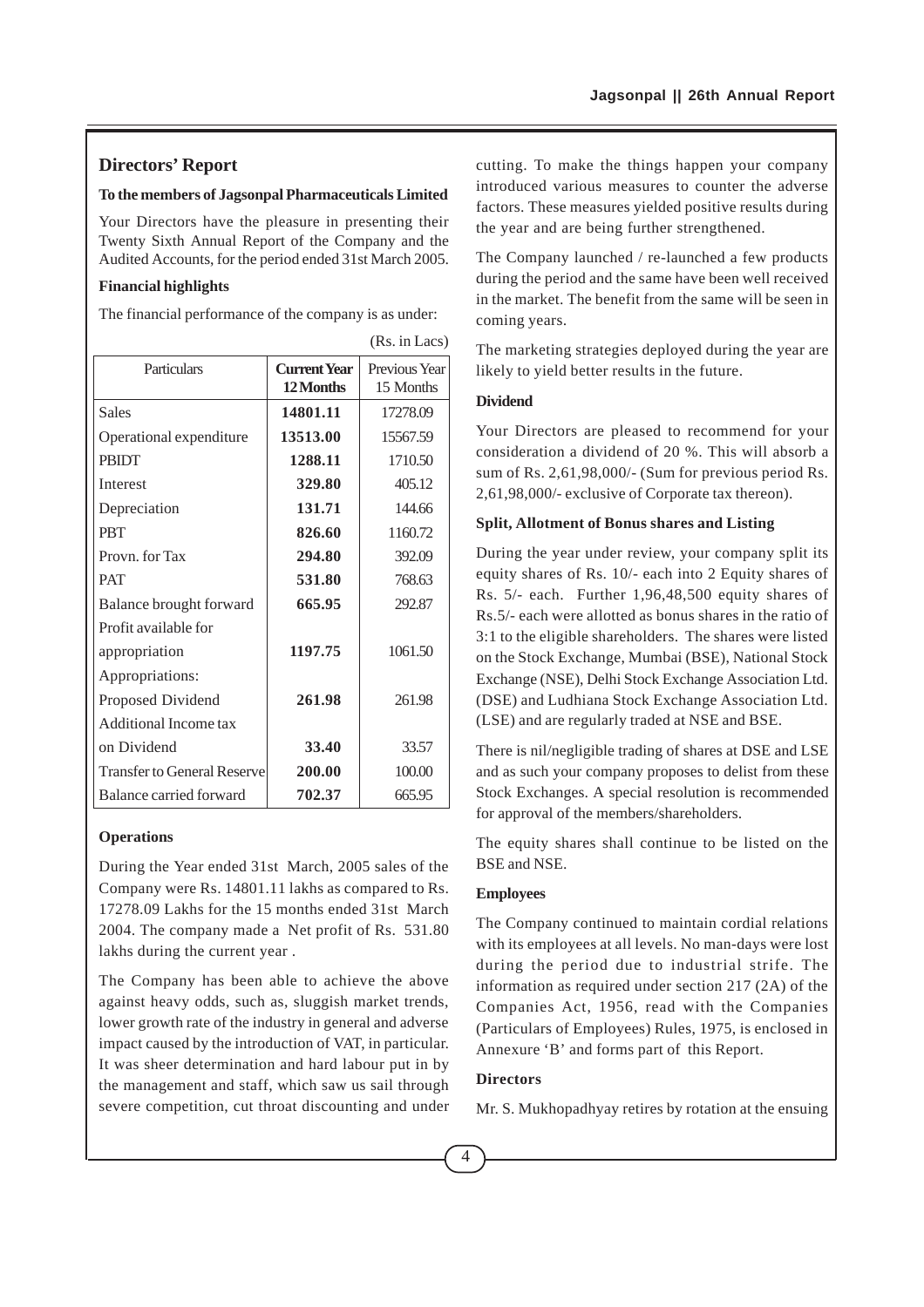## Directors' Report

**To the members of Jagsonpal Pharmaceuticals Limited**

Your Directors have the pleasure in presenting their Twenty Sixth Annual Report of the Company and the Audited Accounts, for the period ended 31st March 2005.

**Financial highlights**

The financial performance of the company is as under:

(Rs. in Lacs)

| Particulars | **Current Year 12 Months** | Previous Year 15 Months |
|---|---|---|
| Sales | **14801.11** | 17278.09 |
| Operational expenditure | **13513.00** | 15567.59 |
| PBIDT | **1288.11** | 1710.50 |
| Interest | **329.80** | 405.12 |
| Depreciation | **131.71** | 144.66 |
| PBT | **826.60** | 1160.72 |
| Provn. for Tax | **294.80** | 392.09 |
| PAT | **531.80** | 768.63 |
| Balance brought forward | **665.95** | 292.87 |
| Profit available for appropriation | **1197.75** | 1061.50 |
| Appropriations: | | |
| Proposed Dividend | **261.98** | 261.98 |
| Additional Income tax on Dividend | **33.40** | 33.57 |
| Transfer to General Reserve | **200.00** | 100.00 |
| Balance carried forward | **702.37** | 665.95 |

**Operations**

During the Year ended 31st March, 2005 sales of the Company were Rs. 14801.11 lakhs as compared to Rs. 17278.09 Lakhs for the 15 months ended 31st March 2004. The company made a Net profit of Rs. 531.80 lakhs during the current year .

The Company has been able to achieve the above against heavy odds, such as, sluggish market trends, lower growth rate of the industry in general and adverse impact caused by the introduction of VAT, in particular. It was sheer determination and hard labour put in by the management and staff, which saw us sail through severe competition, cut throat discounting and under cutting. To make the things happen your company introduced various measures to counter the adverse factors. These measures yielded positive results during the year and are being further strengthened.

The Company launched / re-launched a few products during the period and the same have been well received in the market. The benefit from the same will be seen in coming years.

The marketing strategies deployed during the year are likely to yield better results in the future.

**Dividend**

Your Directors are pleased to recommend for your consideration a dividend of 20 %. This will absorb a sum of Rs. 2,61,98,000/- (Sum for previous period Rs. 2,61,98,000/- exclusive of Corporate tax thereon).

**Split, Allotment of Bonus shares and Listing**

During the year under review, your company split its equity shares of Rs. 10/- each into 2 Equity shares of Rs. 5/- each. Further 1,96,48,500 equity shares of Rs.5/- each were allotted as bonus shares in the ratio of 3:1 to the eligible shareholders. The shares were listed on the Stock Exchange, Mumbai (BSE), National Stock Exchange (NSE), Delhi Stock Exchange Association Ltd. (DSE) and Ludhiana Stock Exchange Association Ltd. (LSE) and are regularly traded at NSE and BSE.

There is nil/negligible trading of shares at DSE and LSE and as such your company proposes to delist from these Stock Exchanges. A special resolution is recommended for approval of the members/shareholders.

The equity shares shall continue to be listed on the BSE and NSE.

**Employees**

The Company continued to maintain cordial relations with its employees at all levels. No man-days were lost during the period due to industrial strife. The information as required under section 217 (2A) of the Companies Act, 1956, read with the Companies (Particulars of Employees) Rules, 1975, is enclosed in Annexure 'B' and forms part of this Report.

**Directors**

Mr. S. Mukhopadhyay retires by rotation at the ensuing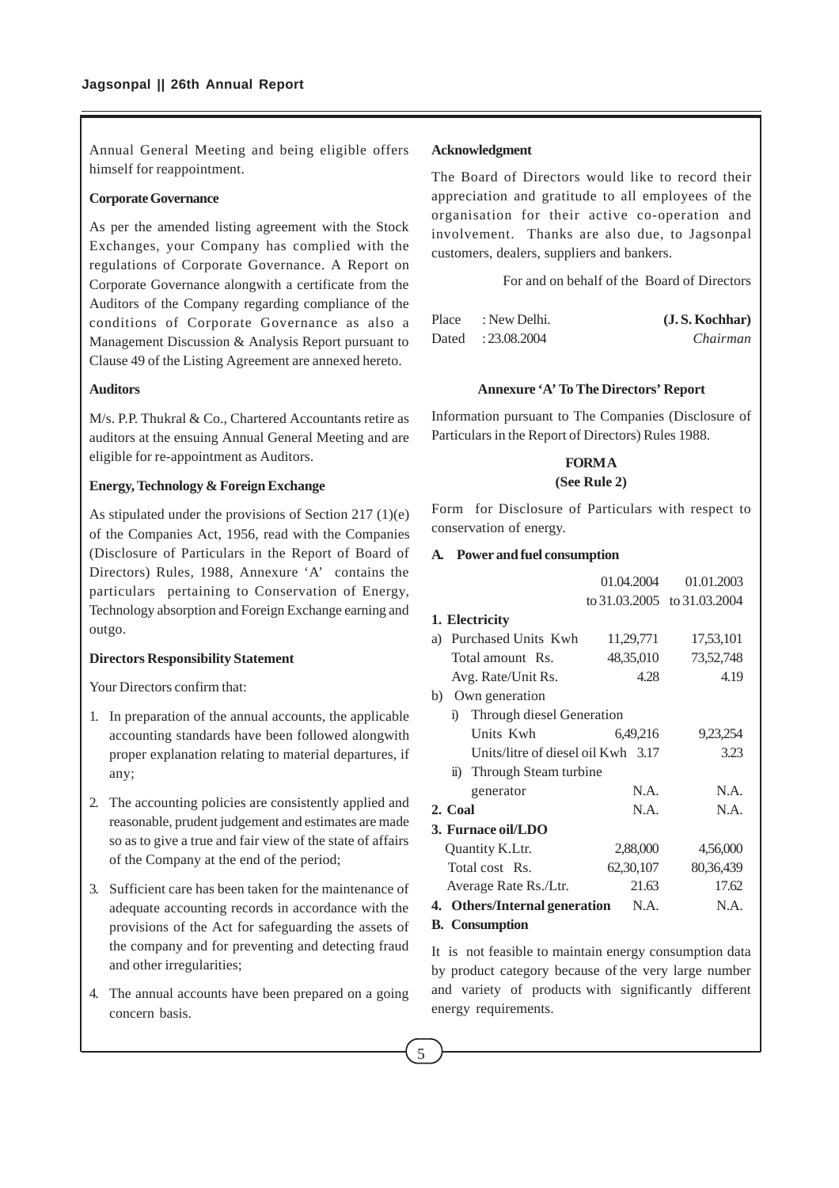Annual General Meeting and being eligible offers himself for reappointment.

**Corporate Governance**

As per the amended listing agreement with the Stock Exchanges, your Company has complied with the regulations of Corporate Governance. A Report on Corporate Governance alongwith a certificate from the Auditors of the Company regarding compliance of the conditions of Corporate Governance as also a Management Discussion & Analysis Report pursuant to Clause 49 of the Listing Agreement are annexed hereto.

**Auditors**

M/s. P.P. Thukral & Co., Chartered Accountants retire as auditors at the ensuing Annual General Meeting and are eligible for re-appointment as Auditors.

**Energy, Technology & Foreign Exchange**

As stipulated under the provisions of Section 217 (1)(e) of the Companies Act, 1956, read with the Companies (Disclosure of Particulars in the Report of Board of Directors) Rules, 1988, Annexure 'A' contains the particulars pertaining to Conservation of Energy, Technology absorption and Foreign Exchange earning and outgo.

**Directors Responsibility Statement**

Your Directors confirm that:

1. In preparation of the annual accounts, the applicable accounting standards have been followed alongwith proper explanation relating to material departures, if any;
2. The accounting policies are consistently applied and reasonable, prudent judgement and estimates are made so as to give a true and fair view of the state of affairs of the Company at the end of the period;
3. Sufficient care has been taken for the maintenance of adequate accounting records in accordance with the provisions of the Act for safeguarding the assets of the company and for preventing and detecting fraud and other irregularities;
4. The annual accounts have been prepared on a going concern basis.

**Acknowledgment**

The Board of Directors would like to record their appreciation and gratitude to all employees of the organisation for their active co-operation and involvement. Thanks are also due, to Jagsonpal customers, dealers, suppliers and bankers.

For and on behalf of the Board of Directors

Place : New Delhi.
Dated : 23.08.2004

**(J. S. Kochhar)**
*Chairman*

**Annexure 'A' To The Directors' Report**

Information pursuant to The Companies (Disclosure of Particulars in the Report of Directors) Rules 1988.

**FORM A**
**(See Rule 2)**

Form for Disclosure of Particulars with respect to conservation of energy.

**A. Power and fuel consumption**

| | 01.04.2004 to 31.03.2005 | 01.01.2003 to 31.03.2004 |
|---|---|---|
| **1. Electricity** | | |
| a) Purchased Units Kwh | 11,29,771 | 17,53,101 |
| Total amount Rs. | 48,35,010 | 73,52,748 |
| Avg. Rate/Unit Rs. | 4.28 | 4.19 |
| b) Own generation | | |
| i) Through diesel Generation | | |
| Units Kwh | 6,49,216 | 9,23,254 |
| Units/litre of diesel oil Kwh | 3.17 | 3.23 |
| ii) Through Steam turbine generator | N.A. | N.A. |
| **2. Coal** | N.A. | N.A. |
| **3. Furnace oil/LDO** | | |
| Quantity K.Ltr. | 2,88,000 | 4,56,000 |
| Total cost Rs. | 62,30,107 | 80,36,439 |
| Average Rate Rs./Ltr. | 21.63 | 17.62 |
| **4. Others/Internal generation** | N.A. | N.A. |

**B. Consumption**

It is not feasible to maintain energy consumption data by product category because of the very large number and variety of products with significantly different energy requirements.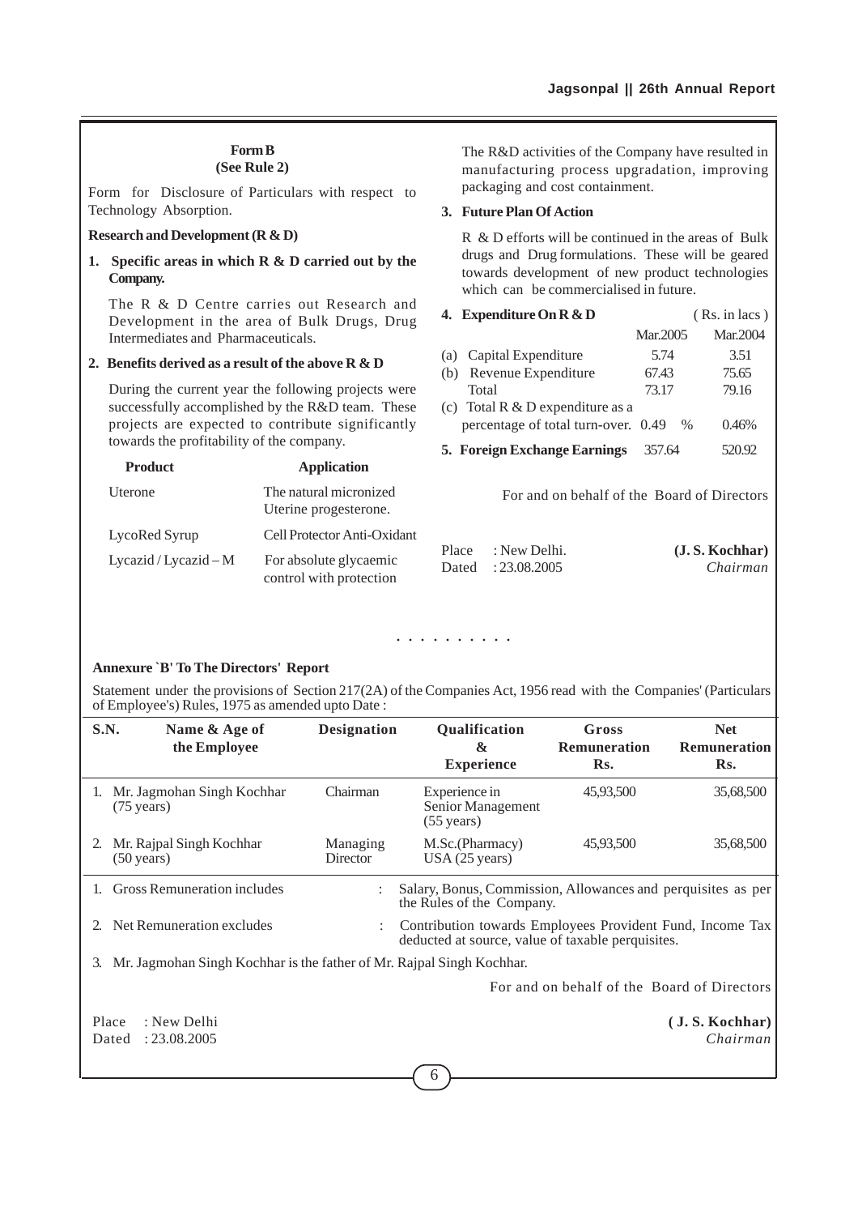**Form B**
**(See Rule 2)**

Form for Disclosure of Particulars with respect to Technology Absorption.

**Research and Development (R & D)**

**1. Specific areas in which R & D carried out by the Company.**

The R & D Centre carries out Research and Development in the area of Bulk Drugs, Drug Intermediates and Pharmaceuticals.

**2. Benefits derived as a result of the above R & D**

During the current year the following projects were successfully accomplished by the R&D team. These projects are expected to contribute significantly towards the profitability of the company.

| Product | Application |
|---|---|
| Uterone | The natural micronized Uterine progesterone. |
| LycoRed Syrup | Cell Protector Anti-Oxidant |
| Lycazid / Lycazid – M | For absolute glycaemic control with protection |

The R&D activities of the Company have resulted in manufacturing process upgradation, improving packaging and cost containment.

**3. Future Plan Of Action**

R & D efforts will be continued in the areas of Bulk drugs and Drug formulations. These will be geared towards development of new product technologies which can be commercialised in future.

| **4. Expenditure On R & D** | ( Rs. in lacs ) | |
|---|---|---|
| | Mar.2005 | Mar.2004 |
| (a) Capital Expenditure | 5.74 | 3.51 |
| (b) Revenue Expenditure | 67.43 | 75.65 |
| Total | 73.17 | 79.16 |
| (c) Total R & D expenditure as a percentage of total turn-over. | 0.49 % | 0.46% |
| **5. Foreign Exchange Earnings** | 357.64 | 520.92 |

For and on behalf of the Board of Directors

Place : New Delhi.
Dated : 23.08.2005

**(J. S. Kochhar)**
*Chairman*

. . . . . . . . . .

**Annexure `B' To The Directors' Report**

Statement under the provisions of Section 217(2A) of the Companies Act, 1956 read with the Companies' (Particulars of Employee's) Rules, 1975 as amended upto Date :

| S.N. | Name & Age of the Employee | Designation | Qualification & Experience | Gross Remuneration Rs. | Net Remuneration Rs. |
|---|---|---|---|---|---|
| 1. | Mr. Jagmohan Singh Kochhar (75 years) | Chairman | Experience in Senior Management (55 years) | 45,93,500 | 35,68,500 |
| 2. | Mr. Rajpal Singh Kochhar (50 years) | Managing Director | M.Sc.(Pharmacy) USA (25 years) | 45,93,500 | 35,68,500 |

1. Gross Remuneration includes : Salary, Bonus, Commission, Allowances and perquisites as per the Rules of the Company.
2. Net Remuneration excludes : Contribution towards Employees Provident Fund, Income Tax deducted at source, value of taxable perquisites.
3. Mr. Jagmohan Singh Kochhar is the father of Mr. Rajpal Singh Kochhar.

For and on behalf of the Board of Directors

Place : New Delhi
Dated : 23.08.2005

**( J. S. Kochhar)**
*Chairman*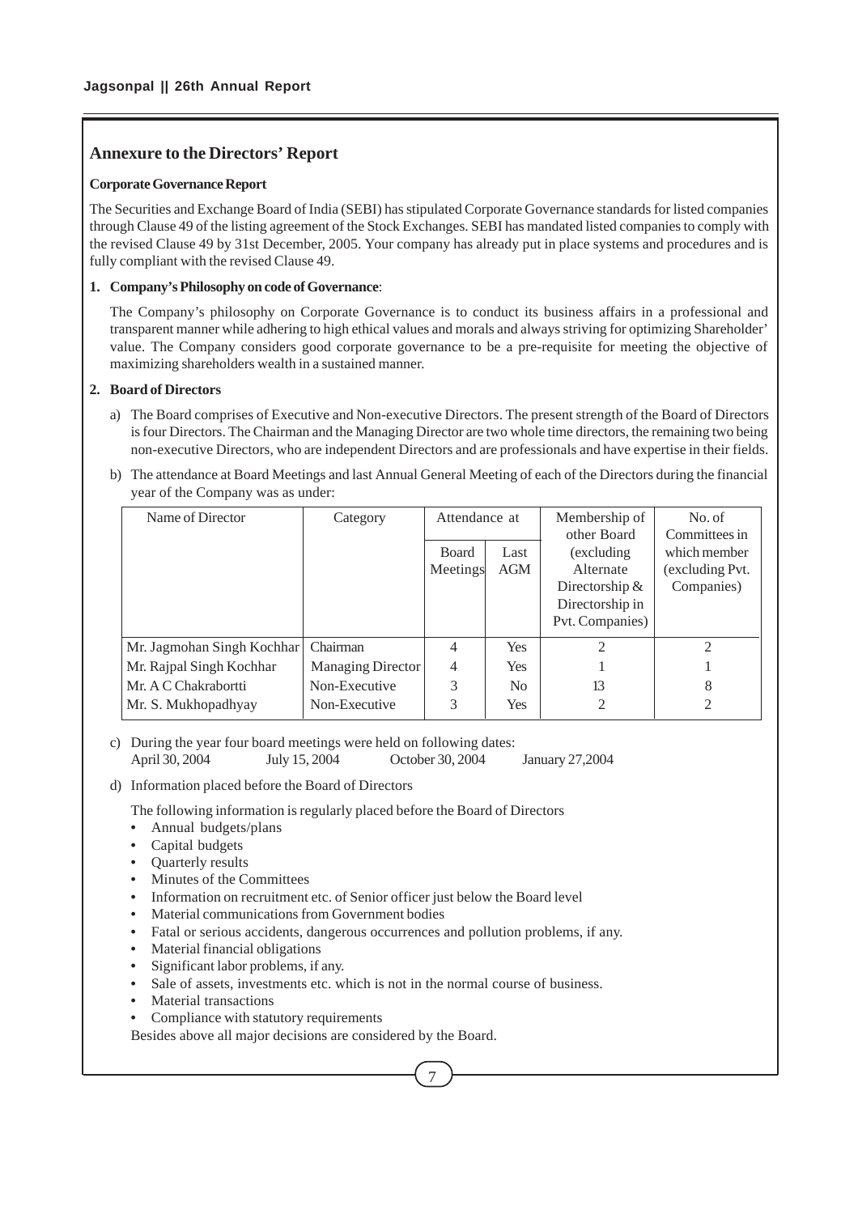## Annexure to the Directors' Report

**Corporate Governance Report**

The Securities and Exchange Board of India (SEBI) has stipulated Corporate Governance standards for listed companies through Clause 49 of the listing agreement of the Stock Exchanges. SEBI has mandated listed companies to comply with the revised Clause 49 by 31st December, 2005. Your company has already put in place systems and procedures and is fully compliant with the revised Clause 49.

**1. Company's Philosophy on code of Governance**:

The Company's philosophy on Corporate Governance is to conduct its business affairs in a professional and transparent manner while adhering to high ethical values and morals and always striving for optimizing Shareholder' value. The Company considers good corporate governance to be a pre-requisite for meeting the objective of maximizing shareholders wealth in a sustained manner.

**2. Board of Directors**

a) The Board comprises of Executive and Non-executive Directors. The present strength of the Board of Directors is four Directors. The Chairman and the Managing Director are two whole time directors, the remaining two being non-executive Directors, who are independent Directors and are professionals and have expertise in their fields.

b) The attendance at Board Meetings and last Annual General Meeting of each of the Directors during the financial year of the Company was as under:

| Name of Director | Category | Attendance at | | Membership of other Board (excluding Alternate Directorship & Directorship in Pvt. Companies) | No. of Committees in which member (excluding Pvt. Companies) |
|---|---|---|---|---|---|
| | | Board Meetings | Last AGM | | |
| Mr. Jagmohan Singh Kochhar | Chairman | 4 | Yes | 2 | 2 |
| Mr. Rajpal Singh Kochhar | Managing Director | 4 | Yes | 1 | 1 |
| Mr. A C Chakrabortti | Non-Executive | 3 | No | 13 | 8 |
| Mr. S. Mukhopadhyay | Non-Executive | 3 | Yes | 2 | 2 |

c) During the year four board meetings were held on following dates:
April 30, 2004 July 15, 2004 October 30, 2004 January 27,2004

d) Information placed before the Board of Directors

The following information is regularly placed before the Board of Directors

- Annual budgets/plans
- Capital budgets
- Quarterly results
- Minutes of the Committees
- Information on recruitment etc. of Senior officer just below the Board level
- Material communications from Government bodies
- Fatal or serious accidents, dangerous occurrences and pollution problems, if any.
- Material financial obligations
- Significant labor problems, if any.
- Sale of assets, investments etc. which is not in the normal course of business.
- Material transactions
- Compliance with statutory requirements

Besides above all major decisions are considered by the Board.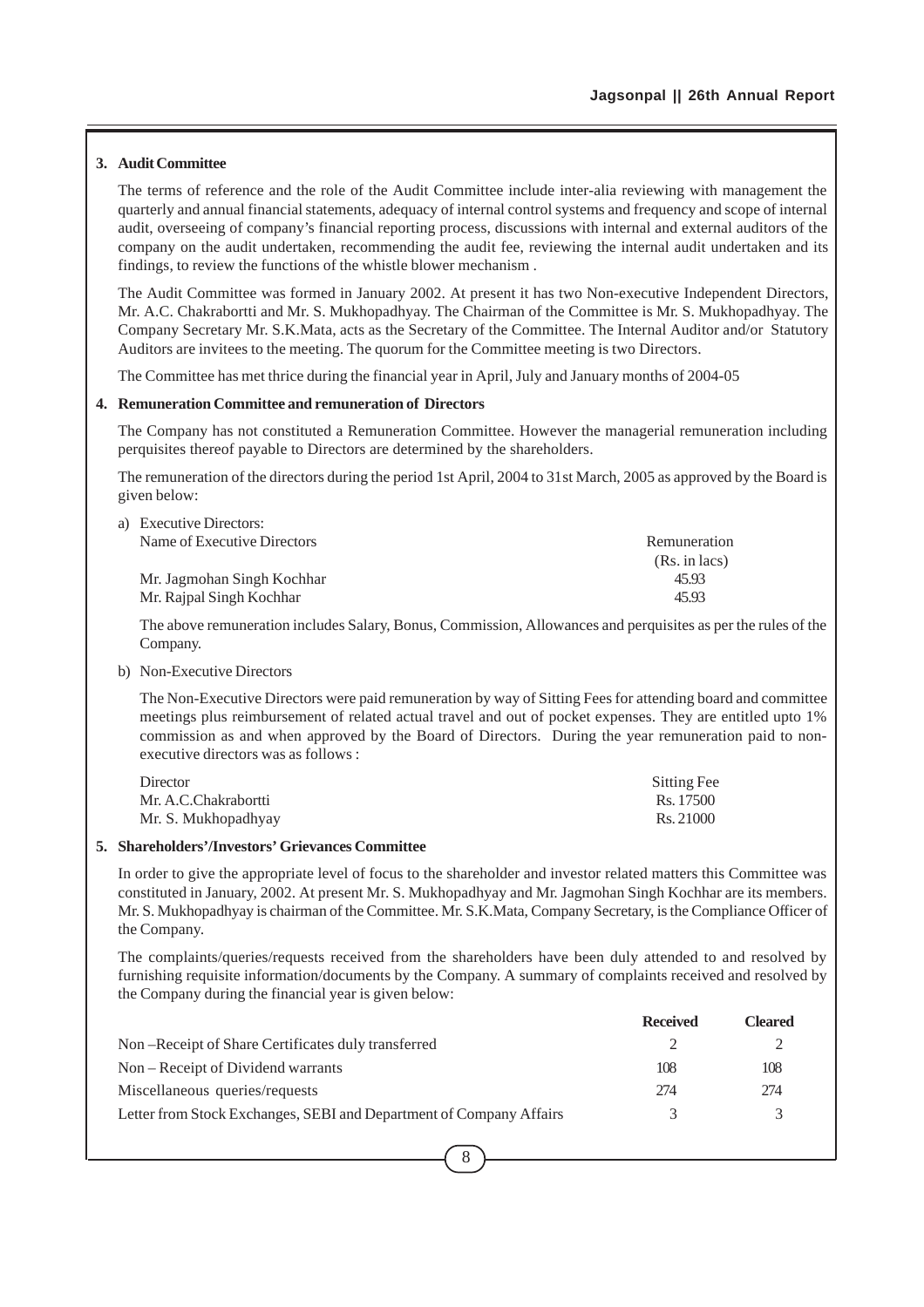### 3. Audit Committee

The terms of reference and the role of the Audit Committee include inter-alia reviewing with management the quarterly and annual financial statements, adequacy of internal control systems and frequency and scope of internal audit, overseeing of company's financial reporting process, discussions with internal and external auditors of the company on the audit undertaken, recommending the audit fee, reviewing the internal audit undertaken and its findings, to review the functions of the whistle blower mechanism .

The Audit Committee was formed in January 2002. At present it has two Non-executive Independent Directors, Mr. A.C. Chakrabortti and Mr. S. Mukhopadhyay. The Chairman of the Committee is Mr. S. Mukhopadhyay. The Company Secretary Mr. S.K.Mata, acts as the Secretary of the Committee. The Internal Auditor and/or Statutory Auditors are invitees to the meeting. The quorum for the Committee meeting is two Directors.

The Committee has met thrice during the financial year in April, July and January months of 2004-05

### 4. Remuneration Committee and remuneration of Directors

The Company has not constituted a Remuneration Committee. However the managerial remuneration including perquisites thereof payable to Directors are determined by the shareholders.

The remuneration of the directors during the period 1st April, 2004 to 31st March, 2005 as approved by the Board is given below:

a) Executive Directors:

| Name of Executive Directors | Remuneration (Rs. in lacs) |
|---|---|
| Mr. Jagmohan Singh Kochhar | 45.93 |
| Mr. Rajpal Singh Kochhar | 45.93 |

The above remuneration includes Salary, Bonus, Commission, Allowances and perquisites as per the rules of the Company.

b) Non-Executive Directors

The Non-Executive Directors were paid remuneration by way of Sitting Fees for attending board and committee meetings plus reimbursement of related actual travel and out of pocket expenses. They are entitled upto 1% commission as and when approved by the Board of Directors. During the year remuneration paid to non-executive directors was as follows :

| Director | Sitting Fee |
|---|---|
| Mr. A.C.Chakrabortti | Rs. 17500 |
| Mr. S. Mukhopadhyay | Rs. 21000 |

### 5. Shareholders'/Investors' Grievances Committee

In order to give the appropriate level of focus to the shareholder and investor related matters this Committee was constituted in January, 2002. At present Mr. S. Mukhopadhyay and Mr. Jagmohan Singh Kochhar are its members. Mr. S. Mukhopadhyay is chairman of the Committee. Mr. S.K.Mata, Company Secretary, is the Compliance Officer of the Company.

The complaints/queries/requests received from the shareholders have been duly attended to and resolved by furnishing requisite information/documents by the Company. A summary of complaints received and resolved by the Company during the financial year is given below:

| | **Received** | **Cleared** |
|---|---|---|
| Non –Receipt of Share Certificates duly transferred | 2 | 2 |
| Non – Receipt of Dividend warrants | 108 | 108 |
| Miscellaneous queries/requests | 274 | 274 |
| Letter from Stock Exchanges, SEBI and Department of Company Affairs | 3 | 3 |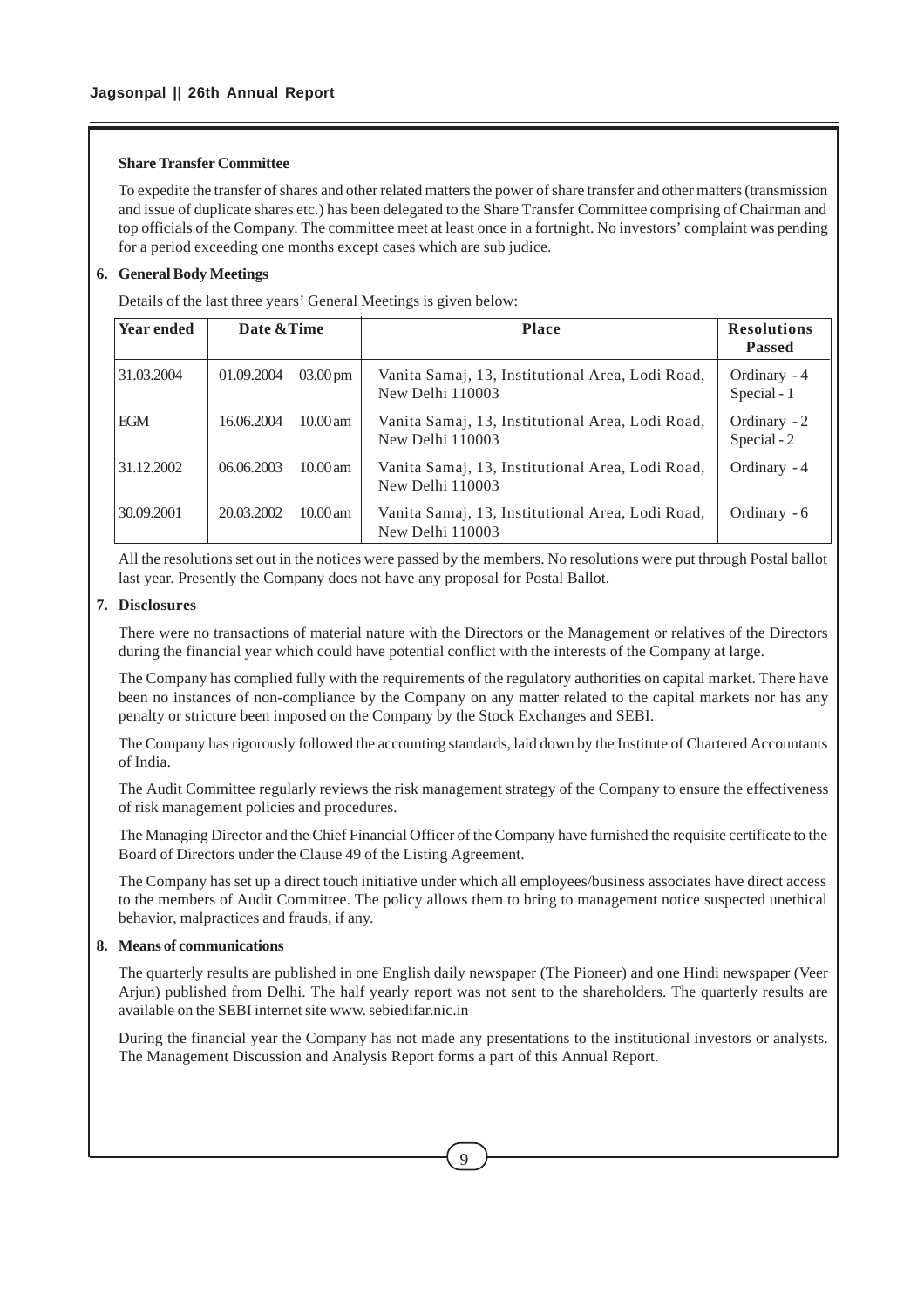**Share Transfer Committee**

To expedite the transfer of shares and other related matters the power of share transfer and other matters (transmission and issue of duplicate shares etc.) has been delegated to the Share Transfer Committee comprising of Chairman and top officials of the Company. The committee meet at least once in a fortnight. No investors' complaint was pending for a period exceeding one months except cases which are sub judice.

**6. General Body Meetings**

Details of the last three years' General Meetings is given below:

| Year ended | Date &Time | | Place | Resolutions Passed |
|---|---|---|---|---|
| 31.03.2004 | 01.09.2004 | 03.00 pm | Vanita Samaj, 13, Institutional Area, Lodi Road, New Delhi 110003 | Ordinary - 4 Special - 1 |
| EGM | 16.06.2004 | 10.00 am | Vanita Samaj, 13, Institutional Area, Lodi Road, New Delhi 110003 | Ordinary - 2 Special - 2 |
| 31.12.2002 | 06.06.2003 | 10.00 am | Vanita Samaj, 13, Institutional Area, Lodi Road, New Delhi 110003 | Ordinary - 4 |
| 30.09.2001 | 20.03.2002 | 10.00 am | Vanita Samaj, 13, Institutional Area, Lodi Road, New Delhi 110003 | Ordinary - 6 |

All the resolutions set out in the notices were passed by the members. No resolutions were put through Postal ballot last year. Presently the Company does not have any proposal for Postal Ballot.

**7. Disclosures**

There were no transactions of material nature with the Directors or the Management or relatives of the Directors during the financial year which could have potential conflict with the interests of the Company at large.

The Company has complied fully with the requirements of the regulatory authorities on capital market. There have been no instances of non-compliance by the Company on any matter related to the capital markets nor has any penalty or stricture been imposed on the Company by the Stock Exchanges and SEBI.

The Company has rigorously followed the accounting standards, laid down by the Institute of Chartered Accountants of India.

The Audit Committee regularly reviews the risk management strategy of the Company to ensure the effectiveness of risk management policies and procedures.

The Managing Director and the Chief Financial Officer of the Company have furnished the requisite certificate to the Board of Directors under the Clause 49 of the Listing Agreement.

The Company has set up a direct touch initiative under which all employees/business associates have direct access to the members of Audit Committee. The policy allows them to bring to management notice suspected unethical behavior, malpractices and frauds, if any.

**8. Means of communications**

The quarterly results are published in one English daily newspaper (The Pioneer) and one Hindi newspaper (Veer Arjun) published from Delhi. The half yearly report was not sent to the shareholders. The quarterly results are available on the SEBI internet site www. sebiedifar.nic.in

During the financial year the Company has not made any presentations to the institutional investors or analysts. The Management Discussion and Analysis Report forms a part of this Annual Report.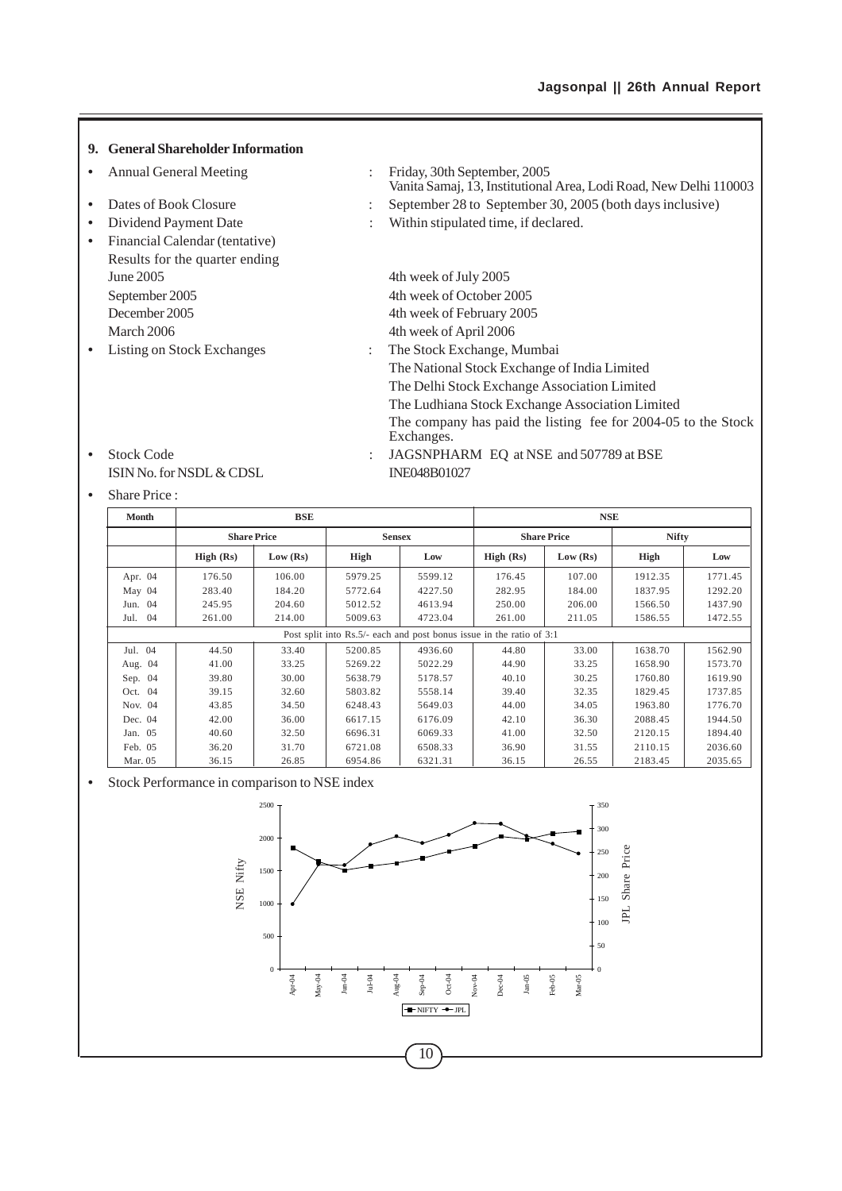## 9. General Shareholder Information

- Annual General Meeting : Friday, 30th September, 2005
  Vanita Samaj, 13, Institutional Area, Lodi Road, New Delhi 110003
- Dates of Book Closure : September 28 to September 30, 2005 (both days inclusive)
- Dividend Payment Date : Within stipulated time, if declared.
- Financial Calendar (tentative)
  Results for the quarter ending
  June 2005 — 4th week of July 2005
  September 2005 — 4th week of October 2005
  December 2005 — 4th week of February 2005
  March 2006 — 4th week of April 2006
- Listing on Stock Exchanges : The Stock Exchange, Mumbai
  The National Stock Exchange of India Limited
  The Delhi Stock Exchange Association Limited
  The Ludhiana Stock Exchange Association Limited
  The company has paid the listing fee for 2004-05 to the Stock Exchanges.
- Stock Code : JAGSNPHARM EQ at NSE and 507789 at BSE
  ISIN No. for NSDL & CDSL : INE048B01027
- Share Price :

| Month | BSE | | | | NSE | | | |
|---|---|---|---|---|---|---|---|---|
| | Share Price | | Sensex | | Share Price | | Nifty | |
| | High (Rs) | Low (Rs) | High | Low | High (Rs) | Low (Rs) | High | Low |
| Apr. 04 | 176.50 | 106.00 | 5979.25 | 5599.12 | 176.45 | 107.00 | 1912.35 | 1771.45 |
| May 04 | 283.40 | 184.20 | 5772.64 | 4227.50 | 282.95 | 184.00 | 1837.95 | 1292.20 |
| Jun. 04 | 245.95 | 204.60 | 5012.52 | 4613.94 | 250.00 | 206.00 | 1566.50 | 1437.90 |
| Jul. 04 | 261.00 | 214.00 | 5009.63 | 4723.04 | 261.00 | 211.05 | 1586.55 | 1472.55 |
| Post split into Rs.5/- each and post bonus issue in the ratio of 3:1 | | | | | | | | |
| Jul. 04 | 44.50 | 33.40 | 5200.85 | 4936.60 | 44.80 | 33.00 | 1638.70 | 1562.90 |
| Aug. 04 | 41.00 | 33.25 | 5269.22 | 5022.29 | 44.90 | 33.25 | 1658.90 | 1573.70 |
| Sep. 04 | 39.80 | 30.00 | 5638.79 | 5178.57 | 40.10 | 30.25 | 1760.80 | 1619.90 |
| Oct. 04 | 39.15 | 32.60 | 5803.82 | 5558.14 | 39.40 | 32.35 | 1829.45 | 1737.85 |
| Nov. 04 | 43.85 | 34.50 | 6248.43 | 5649.03 | 44.00 | 34.05 | 1963.80 | 1776.70 |
| Dec. 04 | 42.00 | 36.00 | 6617.15 | 6176.09 | 42.10 | 36.30 | 2088.45 | 1944.50 |
| Jan. 05 | 40.60 | 32.50 | 6696.31 | 6069.33 | 41.00 | 32.50 | 2120.15 | 1894.40 |
| Feb. 05 | 36.20 | 31.70 | 6721.08 | 6508.33 | 36.90 | 31.55 | 2110.15 | 2036.60 |
| Mar. 05 | 36.15 | 26.85 | 6954.86 | 6321.31 | 36.15 | 26.55 | 2183.45 | 2035.65 |

- Stock Performance in comparison to NSE index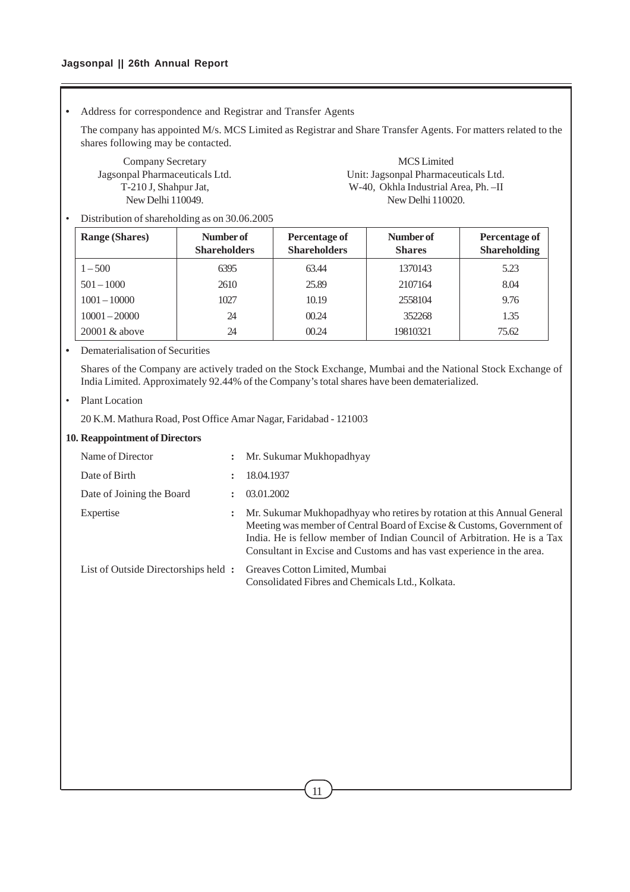- Address for correspondence and Registrar and Transfer Agents

The company has appointed M/s. MCS Limited as Registrar and Share Transfer Agents. For matters related to the shares following may be contacted.

Company Secretary
Jagsonpal Pharmaceuticals Ltd.
T-210 J, Shahpur Jat,
New Delhi 110049.

MCS Limited
Unit: Jagsonpal Pharmaceuticals Ltd.
W-40, Okhla Industrial Area, Ph. –II
New Delhi 110020.

- Distribution of shareholding as on 30.06.2005

| Range (Shares) | Number of Shareholders | Percentage of Shareholders | Number of Shares | Percentage of Shareholding |
|---|---|---|---|---|
| 1 – 500 | 6395 | 63.44 | 1370143 | 5.23 |
| 501 – 1000 | 2610 | 25.89 | 2107164 | 8.04 |
| 1001 – 10000 | 1027 | 10.19 | 2558104 | 9.76 |
| 10001 – 20000 | 24 | 00.24 | 352268 | 1.35 |
| 20001 & above | 24 | 00.24 | 19810321 | 75.62 |

- Dematerialisation of Securities

Shares of the Company are actively traded on the Stock Exchange, Mumbai and the National Stock Exchange of India Limited. Approximately 92.44% of the Company's total shares have been dematerialized.

- Plant Location

20 K.M. Mathura Road, Post Office Amar Nagar, Faridabad - 121003

**10. Reappointment of Directors**

| | | |
|---|---|---|
| Name of Director | : | Mr. Sukumar Mukhopadhyay |
| Date of Birth | : | 18.04.1937 |
| Date of Joining the Board | : | 03.01.2002 |
| Expertise | : | Mr. Sukumar Mukhopadhyay who retires by rotation at this Annual General Meeting was member of Central Board of Excise & Customs, Government of India. He is fellow member of Indian Council of Arbitration. He is a Tax Consultant in Excise and Customs and has vast experience in the area. |
| List of Outside Directorships held | : | Greaves Cotton Limited, Mumbai<br>Consolidated Fibres and Chemicals Ltd., Kolkata. |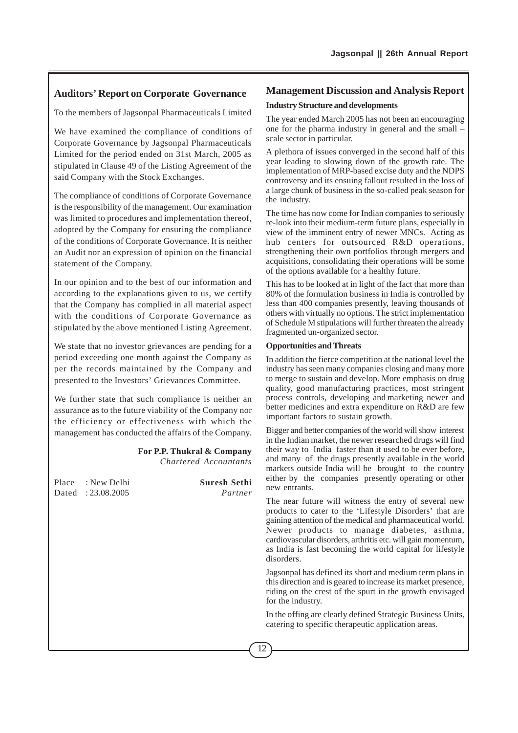## Auditors' Report on Corporate Governance

To the members of Jagsonpal Pharmaceuticals Limited

We have examined the compliance of conditions of Corporate Governance by Jagsonpal Pharmaceuticals Limited for the period ended on 31st March, 2005 as stipulated in Clause 49 of the Listing Agreement of the said Company with the Stock Exchanges.

The compliance of conditions of Corporate Governance is the responsibility of the management. Our examination was limited to procedures and implementation thereof, adopted by the Company for ensuring the compliance of the conditions of Corporate Governance. It is neither an Audit nor an expression of opinion on the financial statement of the Company.

In our opinion and to the best of our information and according to the explanations given to us, we certify that the Company has complied in all material aspect with the conditions of Corporate Governance as stipulated by the above mentioned Listing Agreement.

We state that no investor grievances are pending for a period exceeding one month against the Company as per the records maintained by the Company and presented to the Investors' Grievances Committee.

We further state that such compliance is neither an assurance as to the future viability of the Company nor the efficiency or effectiveness with which the management has conducted the affairs of the Company.

**For P.P. Thukral & Company**
*Chartered Accountants*

Place : New Delhi
Dated : 23.08.2005

**Suresh Sethi**
*Partner*

## Management Discussion and Analysis Report

**Industry Structure and developments**

The year ended March 2005 has not been an encouraging one for the pharma industry in general and the small – scale sector in particular.

A plethora of issues converged in the second half of this year leading to slowing down of the growth rate. The implementation of MRP-based excise duty and the NDPS controversy and its ensuing fallout resulted in the loss of a large chunk of business in the so-called peak season for the industry.

The time has now come for Indian companies to seriously re-look into their medium-term future plans, especially in view of the imminent entry of newer MNCs. Acting as hub centers for outsourced R&D operations, strengthening their own portfolios through mergers and acquisitions, consolidating their operations will be some of the options available for a healthy future.

This has to be looked at in light of the fact that more than 80% of the formulation business in India is controlled by less than 400 companies presently, leaving thousands of others with virtually no options. The strict implementation of Schedule M stipulations will further threaten the already fragmented un-organized sector.

**Opportunities and Threats**

In addition the fierce competition at the national level the industry has seen many companies closing and many more to merge to sustain and develop. More emphasis on drug quality, good manufacturing practices, most stringent process controls, developing and marketing newer and better medicines and extra expenditure on R&D are few important factors to sustain growth.

Bigger and better companies of the world will show interest in the Indian market, the newer researched drugs will find their way to India faster than it used to be ever before, and many of the drugs presently available in the world markets outside India will be brought to the country either by the companies presently operating or other new entrants.

The near future will witness the entry of several new products to cater to the 'Lifestyle Disorders' that are gaining attention of the medical and pharmaceutical world. Newer products to manage diabetes, asthma, cardiovascular disorders, arthritis etc. will gain momentum, as India is fast becoming the world capital for lifestyle disorders.

Jagsonpal has defined its short and medium term plans in this direction and is geared to increase its market presence, riding on the crest of the spurt in the growth envisaged for the industry.

In the offing are clearly defined Strategic Business Units, catering to specific therapeutic application areas.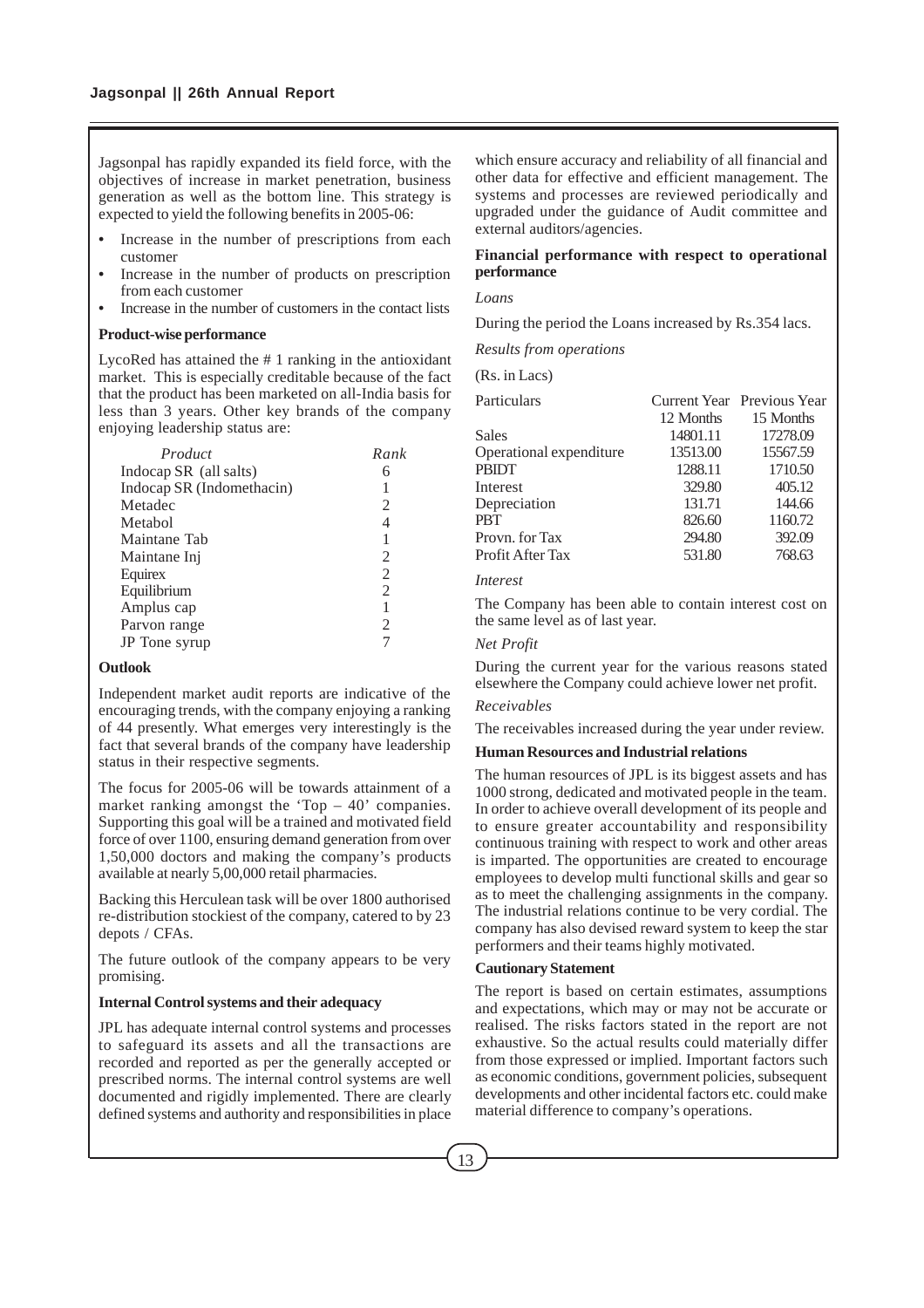Jagsonpal has rapidly expanded its field force, with the objectives of increase in market penetration, business generation as well as the bottom line. This strategy is expected to yield the following benefits in 2005-06:

- Increase in the number of prescriptions from each customer
- Increase in the number of products on prescription from each customer
- Increase in the number of customers in the contact lists

**Product-wise performance**

LycoRed has attained the # 1 ranking in the antioxidant market. This is especially creditable because of the fact that the product has been marketed on all-India basis for less than 3 years. Other key brands of the company enjoying leadership status are:

| *Product* | *Rank* |
|---|---|
| Indocap SR (all salts) | 6 |
| Indocap SR (Indomethacin) | 1 |
| Metadec | 2 |
| Metabol | 4 |
| Maintane Tab | 1 |
| Maintane Inj | 2 |
| Equirex | 2 |
| Equilibrium | 2 |
| Amplus cap | 1 |
| Parvon range | 2 |
| JP Tone syrup | 7 |

**Outlook**

Independent market audit reports are indicative of the encouraging trends, with the company enjoying a ranking of 44 presently. What emerges very interestingly is the fact that several brands of the company have leadership status in their respective segments.

The focus for 2005-06 will be towards attainment of a market ranking amongst the 'Top – 40' companies. Supporting this goal will be a trained and motivated field force of over 1100, ensuring demand generation from over 1,50,000 doctors and making the company's products available at nearly 5,00,000 retail pharmacies.

Backing this Herculean task will be over 1800 authorised re-distribution stockiest of the company, catered to by 23 depots / CFAs.

The future outlook of the company appears to be very promising.

**Internal Control systems and their adequacy**

JPL has adequate internal control systems and processes to safeguard its assets and all the transactions are recorded and reported as per the generally accepted or prescribed norms. The internal control systems are well documented and rigidly implemented. There are clearly defined systems and authority and responsibilities in place which ensure accuracy and reliability of all financial and other data for effective and efficient management. The systems and processes are reviewed periodically and upgraded under the guidance of Audit committee and external auditors/agencies.

**Financial performance with respect to operational performance**

*Loans*

During the period the Loans increased by Rs.354 lacs.

*Results from operations*

(Rs. in Lacs)

| Particulars | Current Year 12 Months | Previous Year 15 Months |
|---|---|---|
| Sales | 14801.11 | 17278.09 |
| Operational expenditure | 13513.00 | 15567.59 |
| PBIDT | 1288.11 | 1710.50 |
| Interest | 329.80 | 405.12 |
| Depreciation | 131.71 | 144.66 |
| PBT | 826.60 | 1160.72 |
| Provn. for Tax | 294.80 | 392.09 |
| Profit After Tax | 531.80 | 768.63 |

*Interest*

The Company has been able to contain interest cost on the same level as of last year.

*Net Profit*

During the current year for the various reasons stated elsewhere the Company could achieve lower net profit.

*Receivables*

The receivables increased during the year under review.

**Human Resources and Industrial relations**

The human resources of JPL is its biggest assets and has 1000 strong, dedicated and motivated people in the team. In order to achieve overall development of its people and to ensure greater accountability and responsibility continuous training with respect to work and other areas is imparted. The opportunities are created to encourage employees to develop multi functional skills and gear so as to meet the challenging assignments in the company. The industrial relations continue to be very cordial. The company has also devised reward system to keep the star performers and their teams highly motivated.

**Cautionary Statement**

The report is based on certain estimates, assumptions and expectations, which may or may not be accurate or realised. The risks factors stated in the report are not exhaustive. So the actual results could materially differ from those expressed or implied. Important factors such as economic conditions, government policies, subsequent developments and other incidental factors etc. could make material difference to company's operations.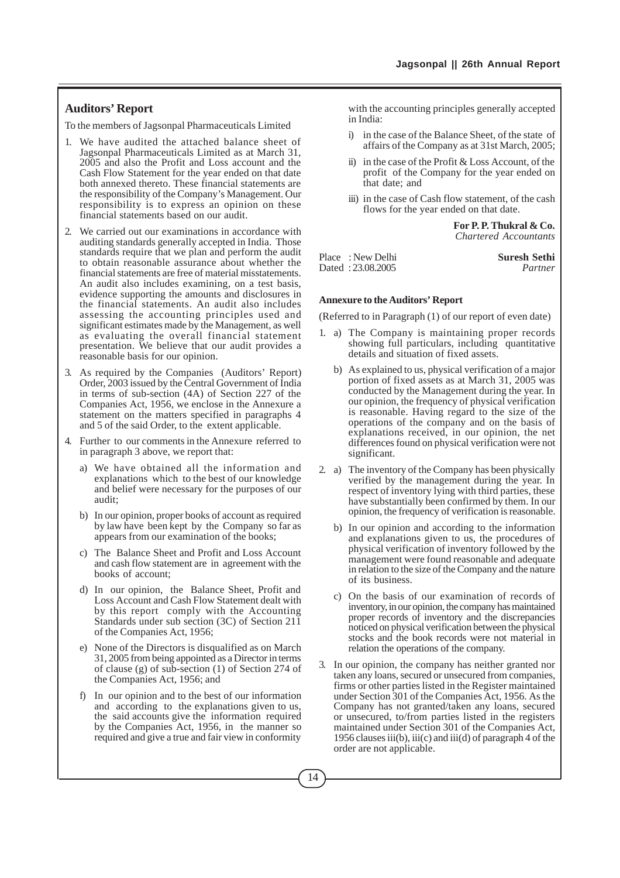## Auditors' Report

To the members of Jagsonpal Pharmaceuticals Limited

1. We have audited the attached balance sheet of Jagsonpal Pharmaceuticals Limited as at March 31, 2005 and also the Profit and Loss account and the Cash Flow Statement for the year ended on that date both annexed thereto. These financial statements are the responsibility of the Company's Management. Our responsibility is to express an opinion on these financial statements based on our audit.

2. We carried out our examinations in accordance with auditing standards generally accepted in India. Those standards require that we plan and perform the audit to obtain reasonable assurance about whether the financial statements are free of material misstatements. An audit also includes examining, on a test basis, evidence supporting the amounts and disclosures in the financial statements. An audit also includes assessing the accounting principles used and significant estimates made by the Management, as well as evaluating the overall financial statement presentation. We believe that our audit provides a reasonable basis for our opinion.

3. As required by the Companies (Auditors' Report) Order, 2003 issued by the Central Government of India in terms of sub-section (4A) of Section 227 of the Companies Act, 1956, we enclose in the Annexure a statement on the matters specified in paragraphs 4 and 5 of the said Order, to the extent applicable.

4. Further to our comments in the Annexure referred to in paragraph 3 above, we report that:

   a) We have obtained all the information and explanations which to the best of our knowledge and belief were necessary for the purposes of our audit;

   b) In our opinion, proper books of account as required by law have been kept by the Company so far as appears from our examination of the books;

   c) The Balance Sheet and Profit and Loss Account and cash flow statement are in agreement with the books of account;

   d) In our opinion, the Balance Sheet, Profit and Loss Account and Cash Flow Statement dealt with by this report comply with the Accounting Standards under sub section (3C) of Section 211 of the Companies Act, 1956;

   e) None of the Directors is disqualified as on March 31, 2005 from being appointed as a Director in terms of clause (g) of sub-section (1) of Section 274 of the Companies Act, 1956; and

   f) In our opinion and to the best of our information and according to the explanations given to us, the said accounts give the information required by the Companies Act, 1956, in the manner so required and give a true and fair view in conformity with the accounting principles generally accepted in India:

      i) in the case of the Balance Sheet, of the state of affairs of the Company as at 31st March, 2005;

      ii) in the case of the Profit & Loss Account, of the profit of the Company for the year ended on that date; and

      iii) in the case of Cash flow statement, of the cash flows for the year ended on that date.

**For P. P. Thukral & Co.**
*Chartered Accountants*

Place : New Delhi
Dated : 23.08.2005

**Suresh Sethi**
*Partner*

### Annexure to the Auditors' Report

(Referred to in Paragraph (1) of our report of even date)

1. a) The Company is maintaining proper records showing full particulars, including quantitative details and situation of fixed assets.

   b) As explained to us, physical verification of a major portion of fixed assets as at March 31, 2005 was conducted by the Management during the year. In our opinion, the frequency of physical verification is reasonable. Having regard to the size of the operations of the company and on the basis of explanations received, in our opinion, the net differences found on physical verification were not significant.

2. a) The inventory of the Company has been physically verified by the management during the year. In respect of inventory lying with third parties, these have substantially been confirmed by them. In our opinion, the frequency of verification is reasonable.

   b) In our opinion and according to the information and explanations given to us, the procedures of physical verification of inventory followed by the management were found reasonable and adequate in relation to the size of the Company and the nature of its business.

   c) On the basis of our examination of records of inventory, in our opinion, the company has maintained proper records of inventory and the discrepancies noticed on physical verification between the physical stocks and the book records were not material in relation the operations of the company.

3. In our opinion, the company has neither granted nor taken any loans, secured or unsecured from companies, firms or other parties listed in the Register maintained under Section 301 of the Companies Act, 1956. As the Company has not granted/taken any loans, secured or unsecured, to/from parties listed in the registers maintained under Section 301 of the Companies Act, 1956 clauses iii(b), iii(c) and iii(d) of paragraph 4 of the order are not applicable.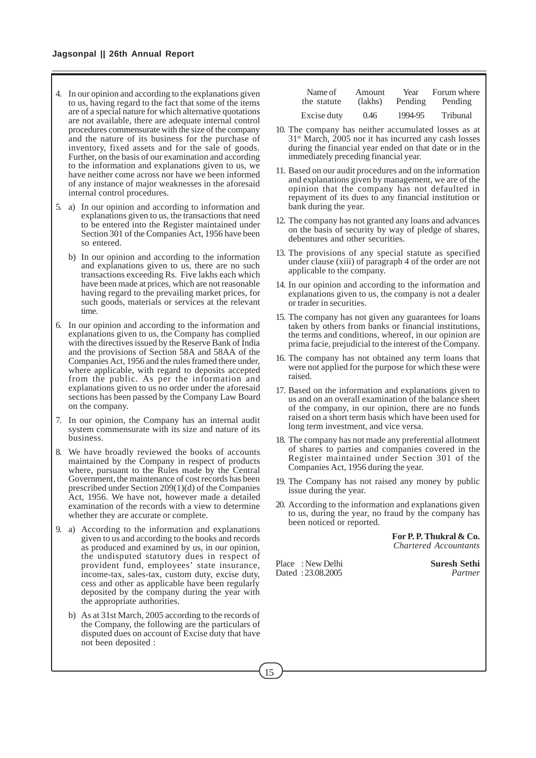4. In our opinion and according to the explanations given to us, having regard to the fact that some of the items are of a special nature for which alternative quotations are not available, there are adequate internal control procedures commensurate with the size of the company and the nature of its business for the purchase of inventory, fixed assets and for the sale of goods. Further, on the basis of our examination and according to the information and explanations given to us, we have neither come across nor have we been informed of any instance of major weaknesses in the aforesaid internal control procedures.

5. a) In our opinion and according to information and explanations given to us, the transactions that need to be entered into the Register maintained under Section 301 of the Companies Act, 1956 have been so entered.

   b) In our opinion and according to the information and explanations given to us, there are no such transactions exceeding Rs. Five lakhs each which have been made at prices, which are not reasonable having regard to the prevailing market prices, for such goods, materials or services at the relevant time.

6. In our opinion and according to the information and explanations given to us, the Company has complied with the directives issued by the Reserve Bank of India and the provisions of Section 58A and 58AA of the Companies Act, 1956 and the rules framed there under, where applicable, with regard to deposits accepted from the public. As per the information and explanations given to us no order under the aforesaid sections has been passed by the Company Law Board on the company.

7. In our opinion, the Company has an internal audit system commensurate with its size and nature of its business.

8. We have broadly reviewed the books of accounts maintained by the Company in respect of products where, pursuant to the Rules made by the Central Government, the maintenance of cost records has been prescribed under Section 209(1)(d) of the Companies Act, 1956. We have not, however made a detailed examination of the records with a view to determine whether they are accurate or complete.

9. a) According to the information and explanations given to us and according to the books and records as produced and examined by us, in our opinion, the undisputed statutory dues in respect of provident fund, employees' state insurance, income-tax, sales-tax, custom duty, excise duty, cess and other as applicable have been regularly deposited by the company during the year with the appropriate authorities.

   b) As at 31st March, 2005 according to the records of the Company, the following are the particulars of disputed dues on account of Excise duty that have not been deposited :

| Name of the statute | Amount (lakhs) | Year Pending | Forum where Pending |
|---|---|---|---|
| Excise duty | 0.46 | 1994-95 | Tribunal |

10. The company has neither accumulated losses as at 31st March, 2005 nor it has incurred any cash losses during the financial year ended on that date or in the immediately preceding financial year.

11. Based on our audit procedures and on the information and explanations given by management, we are of the opinion that the company has not defaulted in repayment of its dues to any financial institution or bank during the year.

12. The company has not granted any loans and advances on the basis of security by way of pledge of shares, debentures and other securities.

13. The provisions of any special statute as specified under clause (xiii) of paragraph 4 of the order are not applicable to the company.

14. In our opinion and according to the information and explanations given to us, the company is not a dealer or trader in securities.

15. The company has not given any guarantees for loans taken by others from banks or financial institutions, the terms and conditions, whereof, in our opinion are prima facie, prejudicial to the interest of the Company.

16. The company has not obtained any term loans that were not applied for the purpose for which these were raised.

17. Based on the information and explanations given to us and on an overall examination of the balance sheet of the company, in our opinion, there are no funds raised on a short term basis which have been used for long term investment, and vice versa.

18. The company has not made any preferential allotment of shares to parties and companies covered in the Register maintained under Section 301 of the Companies Act, 1956 during the year.

19. The Company has not raised any money by public issue during the year.

20. According to the information and explanations given to us, during the year, no fraud by the company has been noticed or reported.

**For P. P. Thukral & Co.**
*Chartered Accountants*

Place : New Delhi
Dated : 23.08.2005

**Suresh Sethi**
*Partner*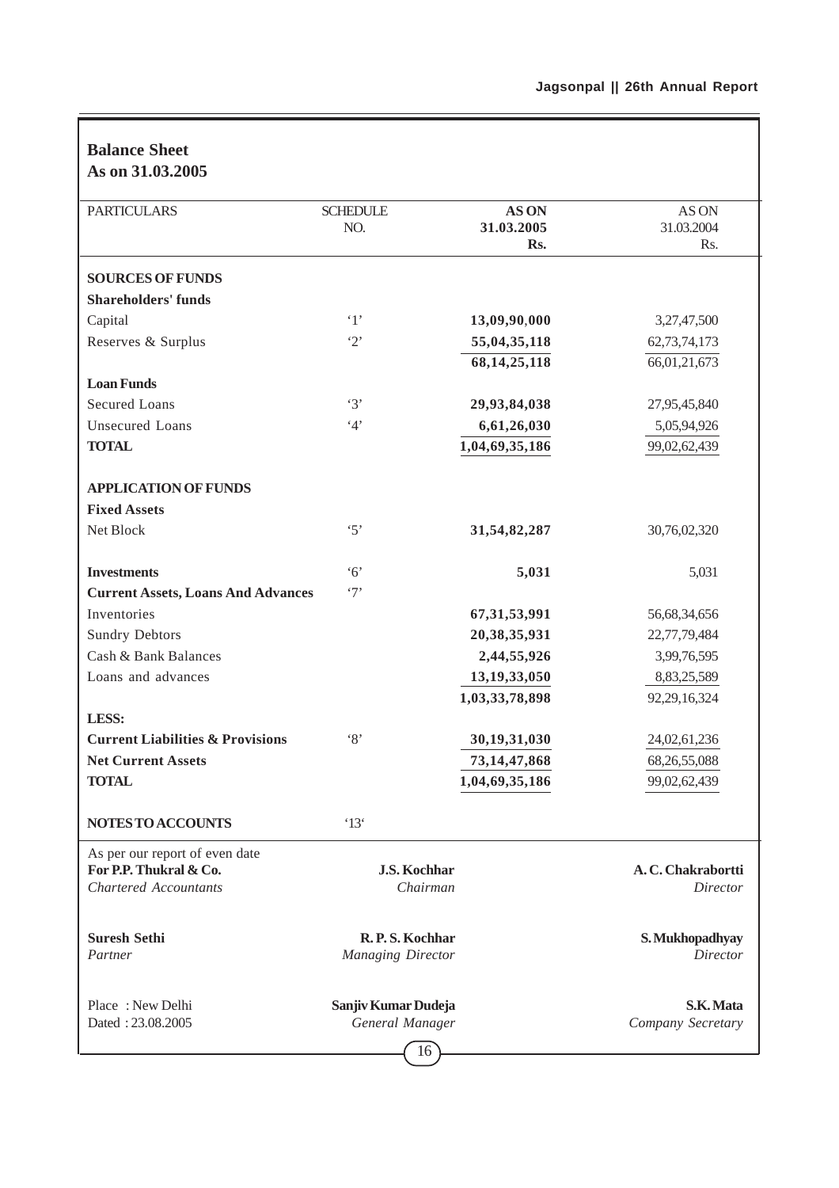## Balance Sheet
## As on 31.03.2005

| PARTICULARS | SCHEDULE NO. | AS ON 31.03.2005 Rs. | AS ON 31.03.2004 Rs. |
|---|---|---|---|
| **SOURCES OF FUNDS** | | | |
| **Shareholders' funds** | | | |
| Capital | '1' | **13,09,90,000** | 3,27,47,500 |
| Reserves & Surplus | '2' | **55,04,35,118** | 62,73,74,173 |
| | | **68,14,25,118** | 66,01,21,673 |
| **Loan Funds** | | | |
| Secured Loans | '3' | **29,93,84,038** | 27,95,45,840 |
| Unsecured Loans | '4' | **6,61,26,030** | 5,05,94,926 |
| **TOTAL** | | **1,04,69,35,186** | 99,02,62,439 |
| **APPLICATION OF FUNDS** | | | |
| **Fixed Assets** | | | |
| Net Block | '5' | **31,54,82,287** | 30,76,02,320 |
| **Investments** | '6' | **5,031** | 5,031 |
| **Current Assets, Loans And Advances** | '7' | | |
| Inventories | | **67,31,53,991** | 56,68,34,656 |
| Sundry Debtors | | **20,38,35,931** | 22,77,79,484 |
| Cash & Bank Balances | | **2,44,55,926** | 3,99,76,595 |
| Loans and advances | | **13,19,33,050** | 8,83,25,589 |
| | | **1,03,33,78,898** | 92,29,16,324 |
| **LESS:** | | | |
| **Current Liabilities & Provisions** | '8' | **30,19,31,030** | 24,02,61,236 |
| **Net Current Assets** | | **73,14,47,868** | 68,26,55,088 |
| **TOTAL** | | **1,04,69,35,186** | 99,02,62,439 |
| **NOTES TO ACCOUNTS** | '13' | | |

As per our report of even date
**For P.P. Thukral & Co.**
*Chartered Accountants*

**Suresh Sethi**
*Partner*

Place : New Delhi
Dated : 23.08.2005

**J.S. Kochhar**
*Chairman*

**R. P. S. Kochhar**
*Managing Director*

**Sanjiv Kumar Dudeja**
*General Manager*

**A. C. Chakrabortti**
*Director*

**S. Mukhopadhyay**
*Director*

**S.K. Mata**
*Company Secretary*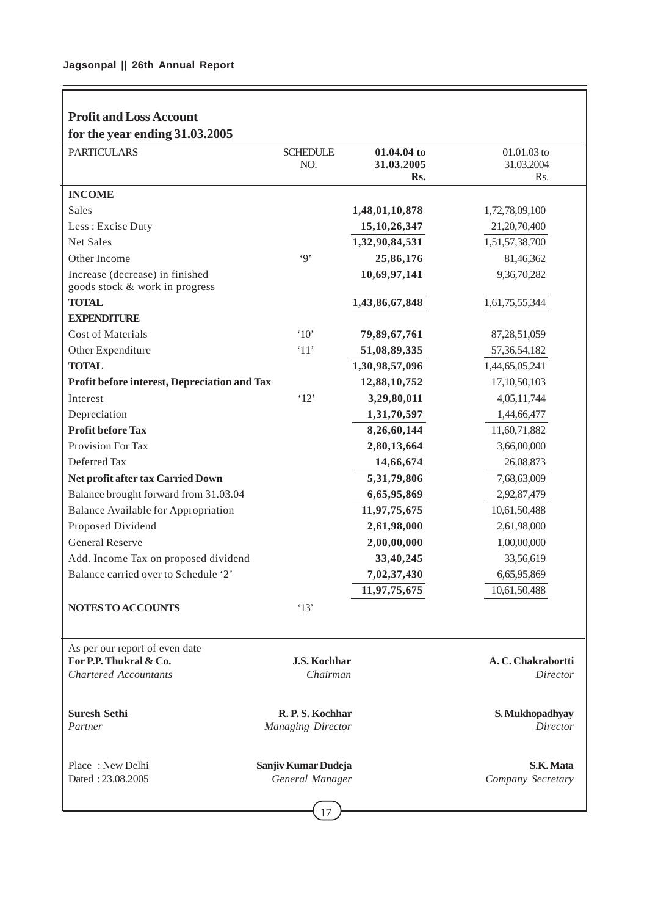## Profit and Loss Account
### for the year ending 31.03.2005

| PARTICULARS | SCHEDULE NO. | 01.04.04 to 31.03.2005 Rs. | 01.01.03 to 31.03.2004 Rs. |
|---|---|---|---|
| **INCOME** | | | |
| Sales | | 1,48,01,10,878 | 1,72,78,09,100 |
| Less : Excise Duty | | 15,10,26,347 | 21,20,70,400 |
| Net Sales | | 1,32,90,84,531 | 1,51,57,38,700 |
| Other Income | '9' | 25,86,176 | 81,46,362 |
| Increase (decrease) in finished goods stock & work in progress | | 10,69,97,141 | 9,36,70,282 |
| **TOTAL** | | 1,43,86,67,848 | 1,61,75,55,344 |
| **EXPENDITURE** | | | |
| Cost of Materials | '10' | 79,89,67,761 | 87,28,51,059 |
| Other Expenditure | '11' | 51,08,89,335 | 57,36,54,182 |
| **TOTAL** | | 1,30,98,57,096 | 1,44,65,05,241 |
| **Profit before interest, Depreciation and Tax** | | 12,88,10,752 | 17,10,50,103 |
| Interest | '12' | 3,29,80,011 | 4,05,11,744 |
| Depreciation | | 1,31,70,597 | 1,44,66,477 |
| **Profit before Tax** | | 8,26,60,144 | 11,60,71,882 |
| Provision For Tax | | 2,80,13,664 | 3,66,00,000 |
| Deferred Tax | | 14,66,674 | 26,08,873 |
| **Net profit after tax Carried Down** | | 5,31,79,806 | 7,68,63,009 |
| Balance brought forward from 31.03.04 | | 6,65,95,869 | 2,92,87,479 |
| Balance Available for Appropriation | | 11,97,75,675 | 10,61,50,488 |
| Proposed Dividend | | 2,61,98,000 | 2,61,98,000 |
| General Reserve | | 2,00,00,000 | 1,00,00,000 |
| Add. Income Tax on proposed dividend | | 33,40,245 | 33,56,619 |
| Balance carried over to Schedule '2' | | 7,02,37,430 | 6,65,95,869 |
| | | 11,97,75,675 | 10,61,50,488 |
| **NOTES TO ACCOUNTS** | '13' | | |

As per our report of even date
**For P.P. Thukral & Co.**
*Chartered Accountants*

**Suresh Sethi**
*Partner*

Place : New Delhi
Dated : 23.08.2005

**J.S. Kochhar**
*Chairman*

**R. P. S. Kochhar**
*Managing Director*

**Sanjiv Kumar Dudeja**
*General Manager*

**A. C. Chakrabortti**
*Director*

**S. Mukhopadhyay**
*Director*

**S.K. Mata**
*Company Secretary*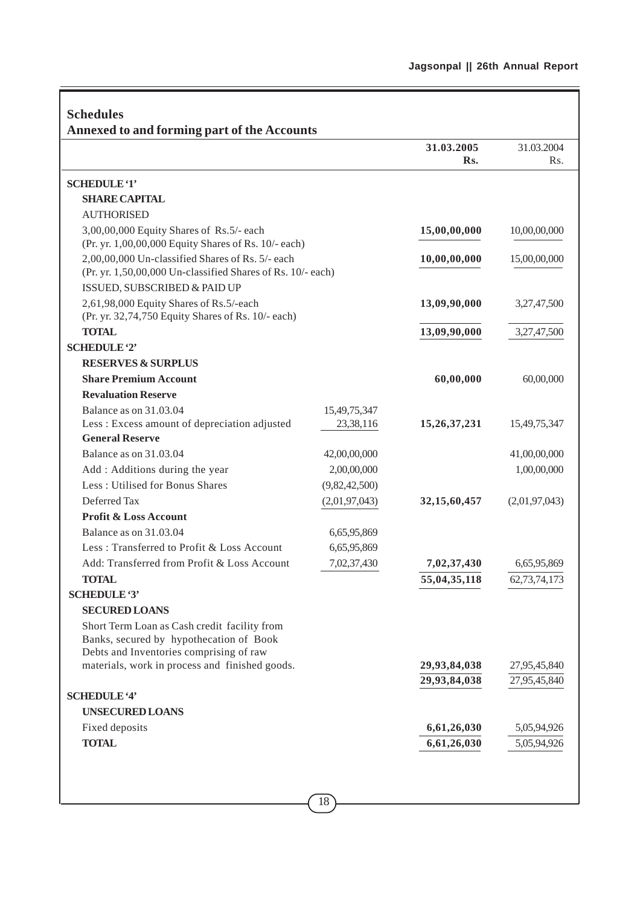## Schedules

### Annexed to and forming part of the Accounts

| | | 31.03.2005 Rs. | 31.03.2004 Rs. |
|---|---|---|---|
| **SCHEDULE '1'** | | | |
| **SHARE CAPITAL** | | | |
| AUTHORISED | | | |
| 3,00,00,000 Equity Shares of Rs.5/- each (Pr. yr. 1,00,00,000 Equity Shares of Rs. 10/- each) | | **15,00,00,000** | 10,00,00,000 |
| 2,00,00,000 Un-classified Shares of Rs. 5/- each (Pr. yr. 1,50,00,000 Un-classified Shares of Rs. 10/- each) | | **10,00,00,000** | 15,00,00,000 |
| ISSUED, SUBSCRIBED & PAID UP | | | |
| 2,61,98,000 Equity Shares of Rs.5/-each (Pr. yr. 32,74,750 Equity Shares of Rs. 10/- each) | | **13,09,90,000** | 3,27,47,500 |
| **TOTAL** | | **13,09,90,000** | 3,27,47,500 |
| **SCHEDULE '2'** | | | |
| **RESERVES & SURPLUS** | | | |
| **Share Premium Account** | | **60,00,000** | 60,00,000 |
| **Revaluation Reserve** | | | |
| Balance as on 31.03.04 | 15,49,75,347 | | |
| Less : Excess amount of depreciation adjusted | 23,38,116 | **15,26,37,231** | 15,49,75,347 |
| **General Reserve** | | | |
| Balance as on 31.03.04 | 42,00,00,000 | | 41,00,00,000 |
| Add : Additions during the year | 2,00,00,000 | | 1,00,00,000 |
| Less : Utilised for Bonus Shares | (9,82,42,500) | | |
| Deferred Tax | (2,01,97,043) | **32,15,60,457** | (2,01,97,043) |
| **Profit & Loss Account** | | | |
| Balance as on 31.03.04 | 6,65,95,869 | | |
| Less : Transferred to Profit & Loss Account | 6,65,95,869 | | |
| Add: Transferred from Profit & Loss Account | 7,02,37,430 | **7,02,37,430** | 6,65,95,869 |
| **TOTAL** | | **55,04,35,118** | 62,73,74,173 |
| **SCHEDULE '3'** | | | |
| **SECURED LOANS** | | | |
| Short Term Loan as Cash credit facility from Banks, secured by hypothecation of Book Debts and Inventories comprising of raw materials, work in process and finished goods. | | **29,93,84,038** | 27,95,45,840 |
| | | **29,93,84,038** | 27,95,45,840 |
| **SCHEDULE '4'** | | | |
| **UNSECURED LOANS** | | | |
| Fixed deposits | | **6,61,26,030** | 5,05,94,926 |
| **TOTAL** | | **6,61,26,030** | 5,05,94,926 |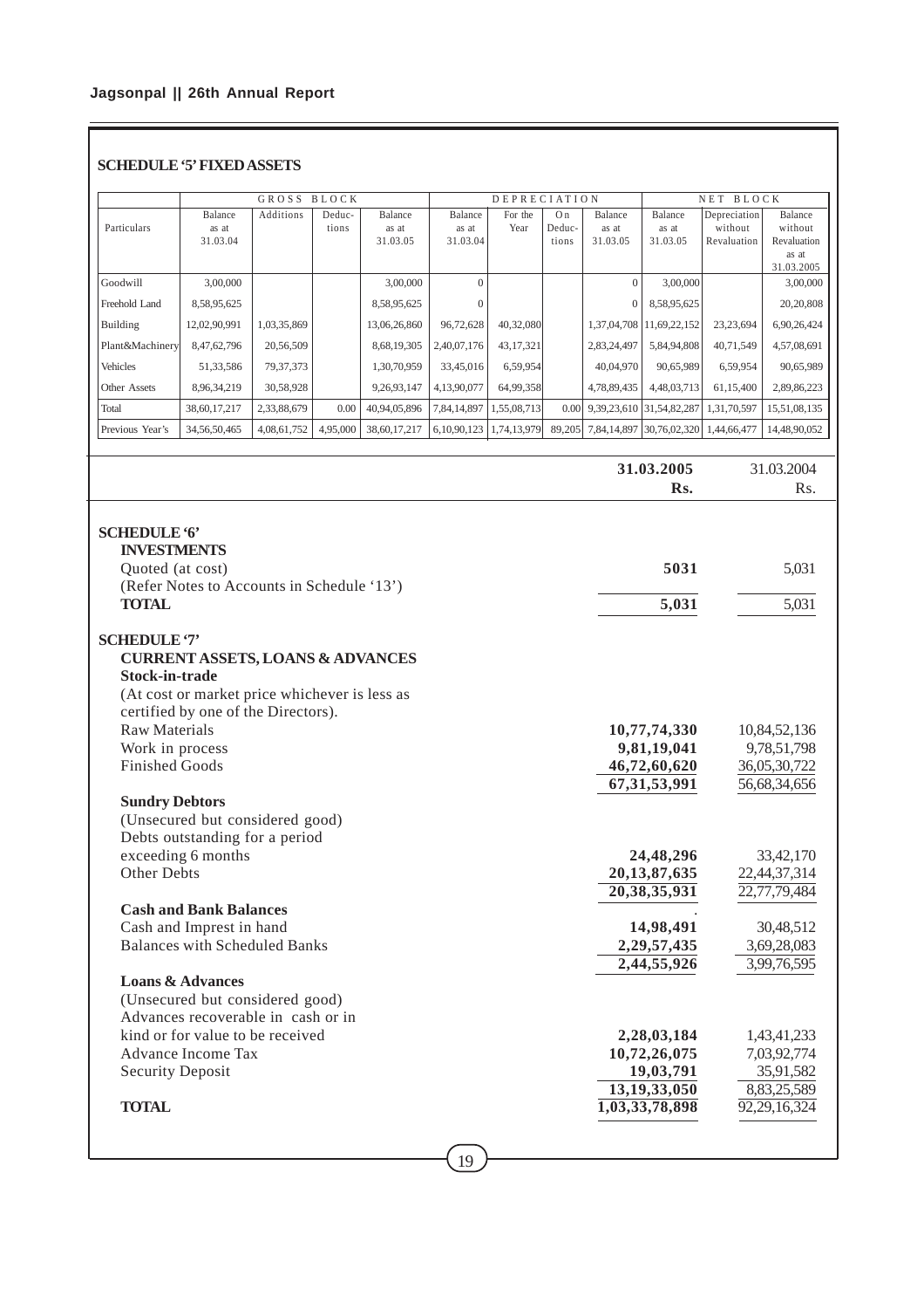## SCHEDULE '5' FIXED ASSETS

| Particulars | GROSS BLOCK | | | | DEPRECIATION | | | | NET BLOCK | | |
|---|---|---|---|---|---|---|---|---|---|---|---|
| | Balance as at 31.03.04 | Additions | Deduc-tions | Balance as at 31.03.05 | Balance as at 31.03.04 | For the Year | On Deduc-tions | Balance as at 31.03.05 | Balance as at 31.03.05 | Depreciation without Revaluation | Balance without Revaluation as at 31.03.2005 |
| Goodwill | 3,00,000 | | | 3,00,000 | 0 | | | 0 | 3,00,000 | | 3,00,000 |
| Freehold Land | 8,58,95,625 | | | 8,58,95,625 | 0 | | | 0 | 8,58,95,625 | | 20,20,808 |
| Building | 12,02,90,991 | 1,03,35,869 | | 13,06,26,860 | 96,72,628 | 40,32,080 | | 1,37,04,708 | 11,69,22,152 | 23,23,694 | 6,90,26,424 |
| Plant&Machinery | 8,47,62,796 | 20,56,509 | | 8,68,19,305 | 2,40,07,176 | 43,17,321 | | 2,83,24,497 | 5,84,94,808 | 40,71,549 | 4,57,08,691 |
| Vehicles | 51,33,586 | 79,37,373 | | 1,30,70,959 | 33,45,016 | 6,59,954 | | 40,04,970 | 90,65,989 | 6,59,954 | 90,65,989 |
| Other Assets | 8,96,34,219 | 30,58,928 | | 9,26,93,147 | 4,13,90,077 | 64,99,358 | | 4,78,89,435 | 4,48,03,713 | 61,15,400 | 2,89,86,223 |
| Total | 38,60,17,217 | 2,33,88,679 | 0.00 | 40,94,05,896 | 7,84,14,897 | 1,55,08,713 | 0.00 | 9,39,23,610 | 31,54,82,287 | 1,31,70,597 | 15,51,08,135 |
| Previous Year's | 34,56,50,465 | 4,08,61,752 | 4,95,000 | 38,60,17,217 | 6,10,90,123 | 1,74,13,979 | 89,205 | 7,84,14,897 | 30,76,02,320 | 1,44,66,477 | 14,48,90,052 |

| | 31.03.2005 Rs. | 31.03.2004 Rs. |
|---|---|---|
| **SCHEDULE '6'** | | |
| **INVESTMENTS** | | |
| Quoted (at cost) | **5031** | 5,031 |
| (Refer Notes to Accounts in Schedule '13') | | |
| **TOTAL** | **5,031** | 5,031 |
| **SCHEDULE '7'** | | |
| **CURRENT ASSETS, LOANS & ADVANCES** | | |
| **Stock-in-trade** | | |
| (At cost or market price whichever is less as certified by one of the Directors). | | |
| Raw Materials | **10,77,74,330** | 10,84,52,136 |
| Work in process | **9,81,19,041** | 9,78,51,798 |
| Finished Goods | **46,72,60,620** | 36,05,30,722 |
| | **67,31,53,991** | 56,68,34,656 |
| **Sundry Debtors** | | |
| (Unsecured but considered good) | | |
| Debts outstanding for a period exceeding 6 months | **24,48,296** | 33,42,170 |
| Other Debts | **20,13,87,635** | 22,44,37,314 |
| | **20,38,35,931** | 22,77,79,484 |
| **Cash and Bank Balances** | | |
| Cash and Imprest in hand | **14,98,491** | 30,48,512 |
| Balances with Scheduled Banks | **2,29,57,435** | 3,69,28,083 |
| | **2,44,55,926** | 3,99,76,595 |
| **Loans & Advances** | | |
| (Unsecured but considered good) | | |
| Advances recoverable in cash or in kind or for value to be received | **2,28,03,184** | 1,43,41,233 |
| Advance Income Tax | **10,72,26,075** | 7,03,92,774 |
| Security Deposit | **19,03,791** | 35,91,582 |
| | **13,19,33,050** | 8,83,25,589 |
| **TOTAL** | **1,03,33,78,898** | 92,29,16,324 |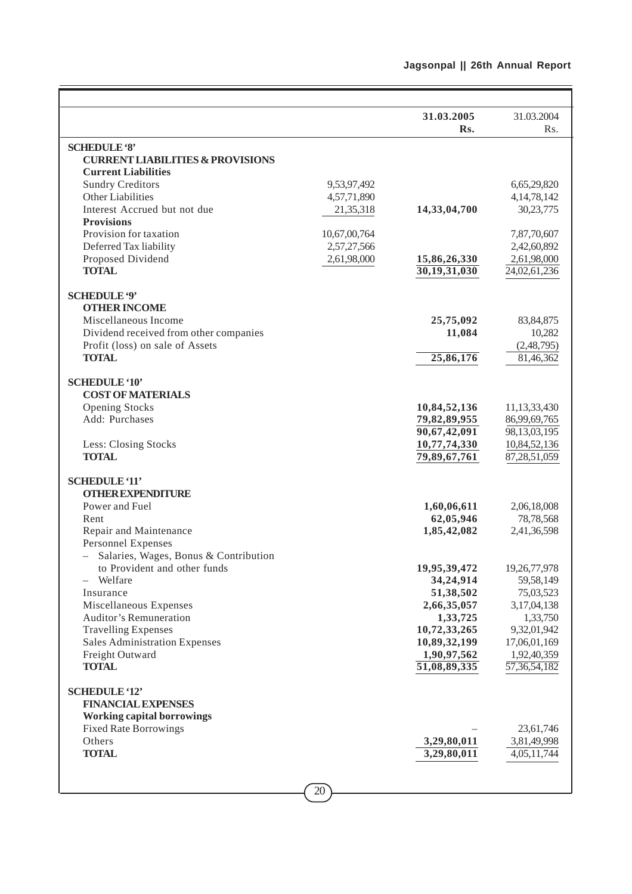| | | 31.03.2005<br>Rs. | 31.03.2004<br>Rs. |
|---|---|---|---|
| **SCHEDULE '8'** | | | |
| **CURRENT LIABILITIES & PROVISIONS** | | | |
| **Current Liabilities** | | | |
| Sundry Creditors | 9,53,97,492 | | 6,65,29,820 |
| Other Liabilities | 4,57,71,890 | | 4,14,78,142 |
| Interest Accrued but not due | 21,35,318 | **14,33,04,700** | 30,23,775 |
| **Provisions** | | | |
| Provision for taxation | 10,67,00,764 | | 7,87,70,607 |
| Deferred Tax liability | 2,57,27,566 | | 2,42,60,892 |
| Proposed Dividend | 2,61,98,000 | **15,86,26,330** | 2,61,98,000 |
| **TOTAL** | | **30,19,31,030** | 24,02,61,236 |
| **SCHEDULE '9'** | | | |
| **OTHER INCOME** | | | |
| Miscellaneous Income | | **25,75,092** | 83,84,875 |
| Dividend received from other companies | | **11,084** | 10,282 |
| Profit (loss) on sale of Assets | | | (2,48,795) |
| **TOTAL** | | **25,86,176** | 81,46,362 |
| **SCHEDULE '10'** | | | |
| **COST OF MATERIALS** | | | |
| Opening Stocks | | **10,84,52,136** | 11,13,33,430 |
| Add: Purchases | | **79,82,89,955** | 86,99,69,765 |
| | | **90,67,42,091** | 98,13,03,195 |
| Less: Closing Stocks | | **10,77,74,330** | 10,84,52,136 |
| **TOTAL** | | **79,89,67,761** | 87,28,51,059 |
| **SCHEDULE '11'** | | | |
| **OTHER EXPENDITURE** | | | |
| Power and Fuel | | **1,60,06,611** | 2,06,18,008 |
| Rent | | **62,05,946** | 78,78,568 |
| Repair and Maintenance | | **1,85,42,082** | 2,41,36,598 |
| Personnel Expenses | | | |
| – Salaries, Wages, Bonus & Contribution to Provident and other funds | | **19,95,39,472** | 19,26,77,978 |
| – Welfare | | **34,24,914** | 59,58,149 |
| Insurance | | **51,38,502** | 75,03,523 |
| Miscellaneous Expenses | | **2,66,35,057** | 3,17,04,138 |
| Auditor's Remuneration | | **1,33,725** | 1,33,750 |
| Travelling Expenses | | **10,72,33,265** | 9,32,01,942 |
| Sales Administration Expenses | | **10,89,32,199** | 17,06,01,169 |
| Freight Outward | | **1,90,97,562** | 1,92,40,359 |
| **TOTAL** | | **51,08,89,335** | 57,36,54,182 |
| **SCHEDULE '12'** | | | |
| **FINANCIAL EXPENSES** | | | |
| **Working capital borrowings** | | | |
| Fixed Rate Borrowings | | – | 23,61,746 |
| Others | | **3,29,80,011** | 3,81,49,998 |
| **TOTAL** | | **3,29,80,011** | 4,05,11,744 |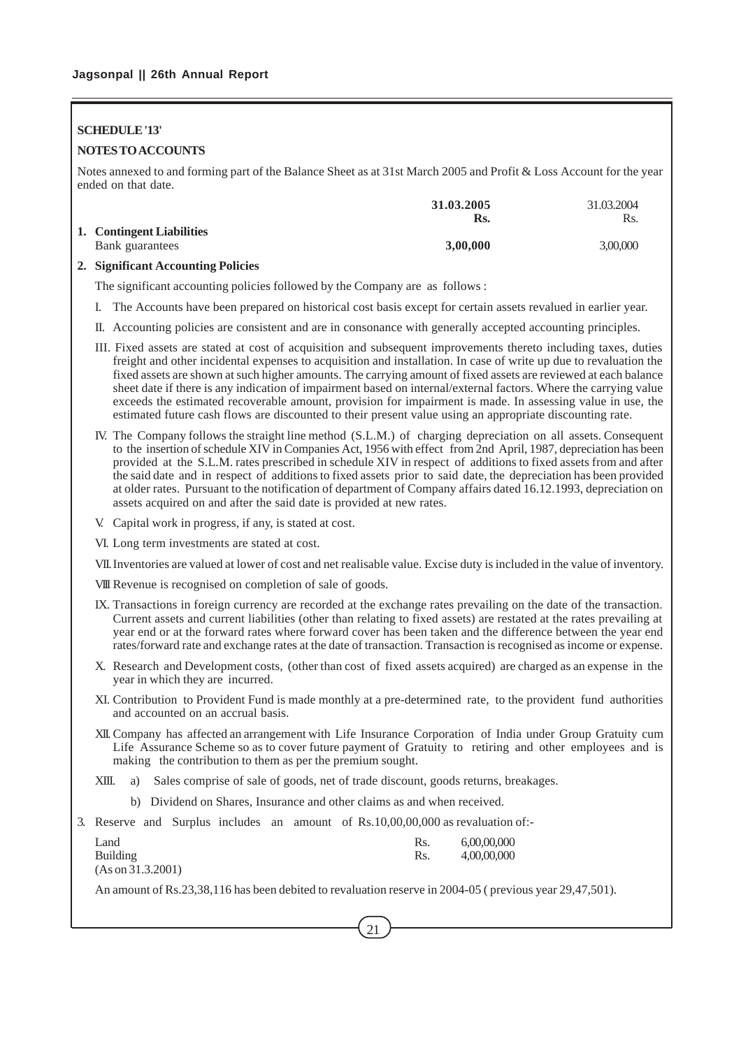**SCHEDULE '13'**

**NOTES TO ACCOUNTS**

Notes annexed to and forming part of the Balance Sheet as at 31st March 2005 and Profit & Loss Account for the year ended on that date.

| | **31.03.2005 Rs.** | 31.03.2004 Rs. |
|---|---|---|
| **1. Contingent Liabilities** | | |
| Bank guarantees | **3,00,000** | 3,00,000 |

**2. Significant Accounting Policies**

The significant accounting policies followed by the Company are as follows :

I. The Accounts have been prepared on historical cost basis except for certain assets revalued in earlier year.

II. Accounting policies are consistent and are in consonance with generally accepted accounting principles.

III. Fixed assets are stated at cost of acquisition and subsequent improvements thereto including taxes, duties freight and other incidental expenses to acquisition and installation. In case of write up due to revaluation the fixed assets are shown at such higher amounts. The carrying amount of fixed assets are reviewed at each balance sheet date if there is any indication of impairment based on internal/external factors. Where the carrying value exceeds the estimated recoverable amount, provision for impairment is made. In assessing value in use, the estimated future cash flows are discounted to their present value using an appropriate discounting rate.

IV. The Company follows the straight line method (S.L.M.) of charging depreciation on all assets. Consequent to the insertion of schedule XIV in Companies Act, 1956 with effect from 2nd April, 1987, depreciation has been provided at the S.L.M. rates prescribed in schedule XIV in respect of additions to fixed assets from and after the said date and in respect of additions to fixed assets prior to said date, the depreciation has been provided at older rates. Pursuant to the notification of department of Company affairs dated 16.12.1993, depreciation on assets acquired on and after the said date is provided at new rates.

V. Capital work in progress, if any, is stated at cost.

VI. Long term investments are stated at cost.

VII. Inventories are valued at lower of cost and net realisable value. Excise duty is included in the value of inventory.

VIII Revenue is recognised on completion of sale of goods.

IX. Transactions in foreign currency are recorded at the exchange rates prevailing on the date of the transaction. Current assets and current liabilities (other than relating to fixed assets) are restated at the rates prevailing at year end or at the forward rates where forward cover has been taken and the difference between the year end rates/forward rate and exchange rates at the date of transaction. Transaction is recognised as income or expense.

X. Research and Development costs, (other than cost of fixed assets acquired) are charged as an expense in the year in which they are incurred.

XI. Contribution to Provident Fund is made monthly at a pre-determined rate, to the provident fund authorities and accounted on an accrual basis.

XII. Company has affected an arrangement with Life Insurance Corporation of India under Group Gratuity cum Life Assurance Scheme so as to cover future payment of Gratuity to retiring and other employees and is making the contribution to them as per the premium sought.

XIII. a) Sales comprise of sale of goods, net of trade discount, goods returns, breakages.

b) Dividend on Shares, Insurance and other claims as and when received.

3. Reserve and Surplus includes an amount of Rs.10,00,00,000 as revaluation of:-

| | | |
|---|---|---|
| Land | Rs. | 6,00,00,000 |
| Building | Rs. | 4,00,00,000 |
| (As on 31.3.2001) | | |

An amount of Rs.23,38,116 has been debited to revaluation reserve in 2004-05 ( previous year 29,47,501).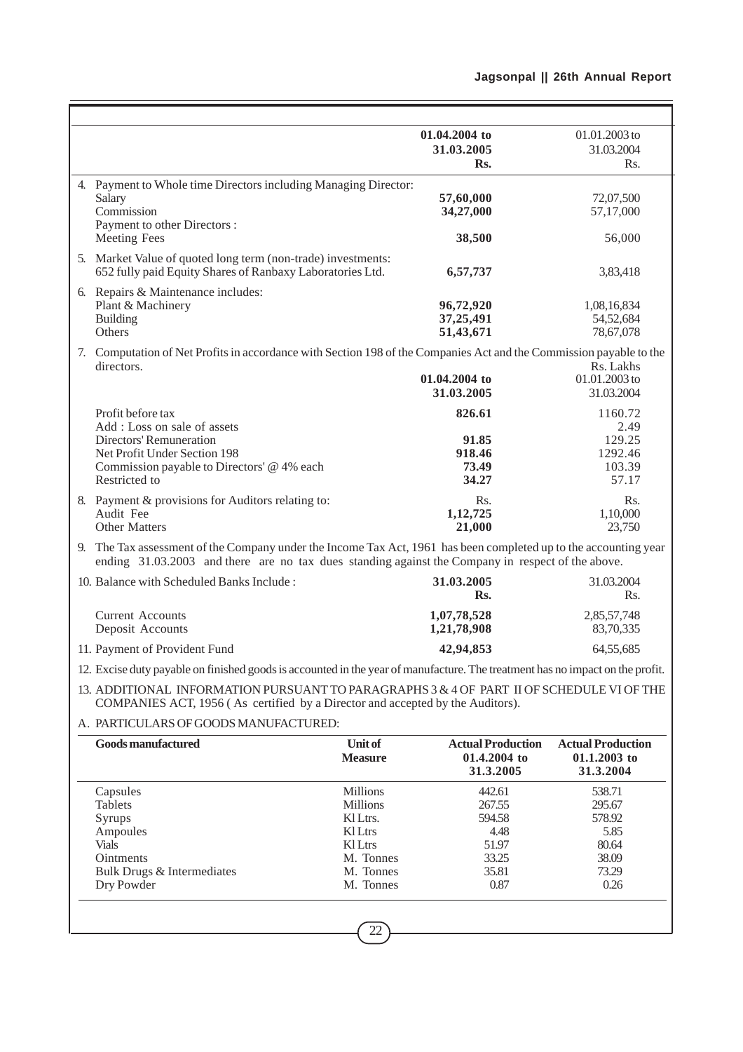| | 01.04.2004 to 31.03.2005 Rs. | 01.01.2003 to 31.03.2004 Rs. |
|---|---|---|
| 4. Payment to Whole time Directors including Managing Director: | | |
| Salary | **57,60,000** | 72,07,500 |
| Commission | **34,27,000** | 57,17,000 |
| Payment to other Directors : | | |
| Meeting Fees | **38,500** | 56,000 |
| 5. Market Value of quoted long term (non-trade) investments: 652 fully paid Equity Shares of Ranbaxy Laboratories Ltd. | **6,57,737** | 3,83,418 |
| 6. Repairs & Maintenance includes: | | |
| Plant & Machinery | **96,72,920** | 1,08,16,834 |
| Building | **37,25,491** | 54,52,684 |
| Others | **51,43,671** | 78,67,078 |

7. Computation of Net Profits in accordance with Section 198 of the Companies Act and the Commission payable to the directors.

| | 01.04.2004 to 31.03.2005 | Rs. Lakhs 01.01.2003 to 31.03.2004 |
|---|---|---|
| Profit before tax | **826.61** | 1160.72 |
| Add : Loss on sale of assets | | 2.49 |
| Directors' Remuneration | **91.85** | 129.25 |
| Net Profit Under Section 198 | **918.46** | 1292.46 |
| Commission payable to Directors' @ 4% each | **73.49** | 103.39 |
| Restricted to | **34.27** | 57.17 |

| | Rs. | Rs. |
|---|---|---|
| 8. Payment & provisions for Auditors relating to: | | |
| Audit Fee | **1,12,725** | 1,10,000 |
| Other Matters | **21,000** | 23,750 |

9. The Tax assessment of the Company under the Income Tax Act, 1961 has been completed up to the accounting year ending 31.03.2003 and there are no tax dues standing against the Company in respect of the above.

| 10. Balance with Scheduled Banks Include : | 31.03.2005 Rs. | 31.03.2004 Rs. |
|---|---|---|
| Current Accounts | **1,07,78,528** | 2,85,57,748 |
| Deposit Accounts | **1,21,78,908** | 83,70,335 |
| 11. Payment of Provident Fund | **42,94,853** | 64,55,685 |

12. Excise duty payable on finished goods is accounted in the year of manufacture. The treatment has no impact on the profit.

13. ADDITIONAL INFORMATION PURSUANT TO PARAGRAPHS 3 & 4 OF PART II OF SCHEDULE VI OF THE COMPANIES ACT, 1956 ( As certified by a Director and accepted by the Auditors).

A. PARTICULARS OF GOODS MANUFACTURED:

| Goods manufactured | Unit of Measure | Actual Production 01.4.2004 to 31.3.2005 | Actual Production 01.1.2003 to 31.3.2004 |
|---|---|---|---|
| Capsules | Millions | 442.61 | 538.71 |
| Tablets | Millions | 267.55 | 295.67 |
| Syrups | Kl Ltrs. | 594.58 | 578.92 |
| Ampoules | Kl Ltrs | 4.48 | 5.85 |
| Vials | Kl Ltrs | 51.97 | 80.64 |
| Ointments | M. Tonnes | 33.25 | 38.09 |
| Bulk Drugs & Intermediates | M. Tonnes | 35.81 | 73.29 |
| Dry Powder | M. Tonnes | 0.87 | 0.26 |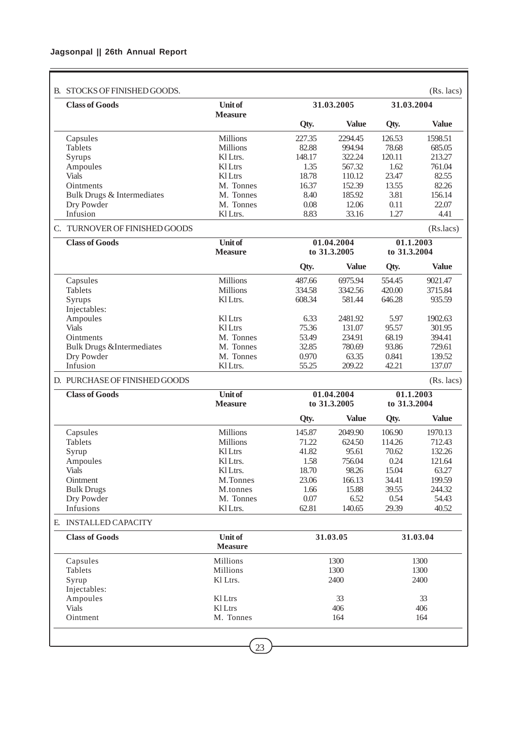## B. STOCKS OF FINISHED GOODS.

(Rs. lacs)

| Class of Goods | Unit of Measure | 31.03.2005 | | 31.03.2004 | |
|---|---|---|---|---|---|
| | | Qty. | Value | Qty. | Value |
| Capsules | Millions | 227.35 | 2294.45 | 126.53 | 1598.51 |
| Tablets | Millions | 82.88 | 994.94 | 78.68 | 685.05 |
| Syrups | Kl Ltrs. | 148.17 | 322.24 | 120.11 | 213.27 |
| Ampoules | Kl Ltrs | 1.35 | 567.32 | 1.62 | 761.04 |
| Vials | Kl Ltrs | 18.78 | 110.12 | 23.47 | 82.55 |
| Ointments | M. Tonnes | 16.37 | 152.39 | 13.55 | 82.26 |
| Bulk Drugs & Intermediates | M. Tonnes | 8.40 | 185.92 | 3.81 | 156.14 |
| Dry Powder | M. Tonnes | 0.08 | 12.06 | 0.11 | 22.07 |
| Infusion | Kl Ltrs. | 8.83 | 33.16 | 1.27 | 4.41 |

## C. TURNOVER OF FINISHED GOODS

(Rs.lacs)

| Class of Goods | Unit of Measure | 01.04.2004 to 31.3.2005 | | 01.1.2003 to 31.3.2004 | |
|---|---|---|---|---|---|
| | | Qty. | Value | Qty. | Value |
| Capsules | Millions | 487.66 | 6975.94 | 554.45 | 9021.47 |
| Tablets | Millions | 334.58 | 3342.56 | 420.00 | 3715.84 |
| Syrups | Kl Ltrs. | 608.34 | 581.44 | 646.28 | 935.59 |
| Injectables: | | | | | |
| Ampoules | Kl Ltrs | 6.33 | 2481.92 | 5.97 | 1902.63 |
| Vials | Kl Ltrs | 75.36 | 131.07 | 95.57 | 301.95 |
| Ointments | M. Tonnes | 53.49 | 234.91 | 68.19 | 394.41 |
| Bulk Drugs &Intermediates | M. Tonnes | 32.85 | 780.69 | 93.86 | 729.61 |
| Dry Powder | M. Tonnes | 0.970 | 63.35 | 0.841 | 139.52 |
| Infusion | Kl Ltrs. | 55.25 | 209.22 | 42.21 | 137.07 |

## D. PURCHASE OF FINISHED GOODS

(Rs. lacs)

| Class of Goods | Unit of Measure | 01.04.2004 to 31.3.2005 | | 01.1.2003 to 31.3.2004 | |
|---|---|---|---|---|---|
| | | Qty. | Value | Qty. | Value |
| Capsules | Millions | 145.87 | 2049.90 | 106.90 | 1970.13 |
| Tablets | Millions | 71.22 | 624.50 | 114.26 | 712.43 |
| Syrup | Kl Ltrs | 41.82 | 95.61 | 70.62 | 132.26 |
| Ampoules | Kl Ltrs. | 1.58 | 756.04 | 0.24 | 121.64 |
| Vials | Kl Ltrs. | 18.70 | 98.26 | 15.04 | 63.27 |
| Ointment | M.Tonnes | 23.06 | 166.13 | 34.41 | 199.59 |
| Bulk Drugs | M.tonnes | 1.66 | 15.88 | 39.55 | 244.32 |
| Dry Powder | M. Tonnes | 0.07 | 6.52 | 0.54 | 54.43 |
| Infusions | Kl Ltrs. | 62.81 | 140.65 | 29.39 | 40.52 |

## E. INSTALLED CAPACITY

| Class of Goods | Unit of Measure | 31.03.05 | 31.03.04 |
|---|---|---|---|
| Capsules | Millions | 1300 | 1300 |
| Tablets | Millions | 1300 | 1300 |
| Syrup | Kl Ltrs. | 2400 | 2400 |
| Injectables: | | | |
| Ampoules | Kl Ltrs | 33 | 33 |
| Vials | Kl Ltrs | 406 | 406 |
| Ointment | M. Tonnes | 164 | 164 |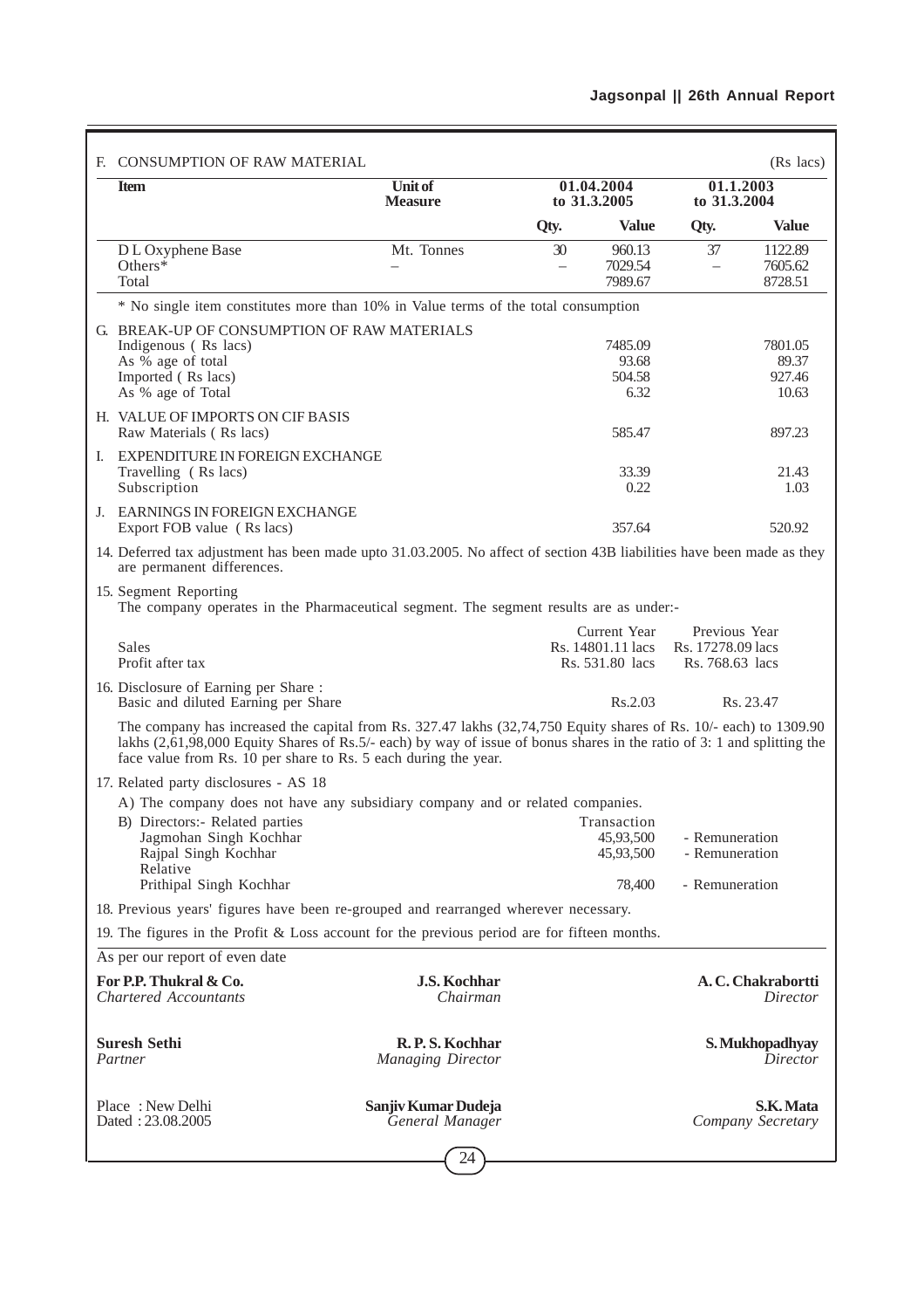**F. CONSUMPTION OF RAW MATERIAL** (Rs lacs)

| Item | Unit of Measure | 01.04.2004 to 31.3.2005 | | 01.1.2003 to 31.3.2004 | |
|---|---|---|---|---|---|
| | | Qty. | Value | Qty. | Value |
| D L Oxyphene Base | Mt. Tonnes | 30 | 960.13 | 37 | 1122.89 |
| Others* | – | – | 7029.54 | – | 7605.62 |
| Total | | | 7989.67 | | 8728.51 |

* No single item constitutes more than 10% in Value terms of the total consumption

| | 01.04.2004 to 31.3.2005 | 01.1.2003 to 31.3.2004 |
|---|---|---|
| **G. BREAK-UP OF CONSUMPTION OF RAW MATERIALS** | | |
| Indigenous ( Rs lacs) | 7485.09 | 7801.05 |
| As % age of total | 93.68 | 89.37 |
| Imported ( Rs lacs) | 504.58 | 927.46 |
| As % age of Total | 6.32 | 10.63 |
| **H. VALUE OF IMPORTS ON CIF BASIS** | | |
| Raw Materials ( Rs lacs) | 585.47 | 897.23 |
| **I. EXPENDITURE IN FOREIGN EXCHANGE** | | |
| Travelling ( Rs lacs) | 33.39 | 21.43 |
| Subscription | 0.22 | 1.03 |
| **J. EARNINGS IN FOREIGN EXCHANGE** | | |
| Export FOB value ( Rs lacs) | 357.64 | 520.92 |

14. Deferred tax adjustment has been made upto 31.03.2005. No affect of section 43B liabilities have been made as they are permanent differences.

15. Segment Reporting
The company operates in the Pharmaceutical segment. The segment results are as under:-

| | Current Year | Previous Year |
|---|---|---|
| Sales | Rs. 14801.11 lacs | Rs. 17278.09 lacs |
| Profit after tax | Rs. 531.80 lacs | Rs. 768.63 lacs |

16. Disclosure of Earning per Share :

| | Current Year | Previous Year |
|---|---|---|
| Basic and diluted Earning per Share | Rs.2.03 | Rs. 23.47 |

The company has increased the capital from Rs. 327.47 lakhs (32,74,750 Equity shares of Rs. 10/- each) to 1309.90 lakhs (2,61,98,000 Equity Shares of Rs.5/- each) by way of issue of bonus shares in the ratio of 3: 1 and splitting the face value from Rs. 10 per share to Rs. 5 each during the year.

17. Related party disclosures - AS 18

A) The company does not have any subsidiary company and or related companies.

| B) Directors:- Related parties | Transaction | |
|---|---|---|
| Jagmohan Singh Kochhar | 45,93,500 | - Remuneration |
| Rajpal Singh Kochhar | 45,93,500 | - Remuneration |
| Relative | | |
| Prithipal Singh Kochhar | 78,400 | - Remuneration |

18. Previous years' figures have been re-grouped and rearranged wherever necessary.

19. The figures in the Profit & Loss account for the previous period are for fifteen months.

As per our report of even date

| | | |
|---|---|---|
| **For P.P. Thukral & Co.**<br>*Chartered Accountants* | **J.S. Kochhar**<br>*Chairman* | **A. C. Chakrabortti**<br>*Director* |
| **Suresh Sethi**<br>*Partner* | **R. P. S. Kochhar**<br>*Managing Director* | **S. Mukhopadhyay**<br>*Director* |
| Place : New Delhi<br>Dated : 23.08.2005 | **Sanjiv Kumar Dudeja**<br>*General Manager* | **S.K. Mata**<br>*Company Secretary* |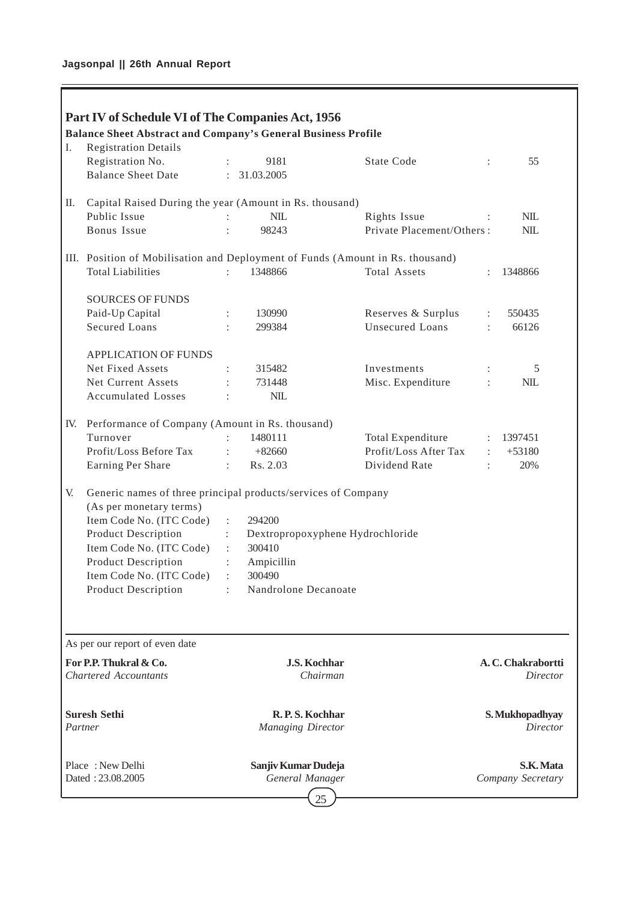## Part IV of Schedule VI of The Companies Act, 1956

### Balance Sheet Abstract and Company's General Business Profile

**I. Registration Details**

| | | | | | |
|---|---|---|---|---|---|
| Registration No. | : | 9181 | State Code | : | 55 |
| Balance Sheet Date | : | 31.03.2005 | | | |

**II. Capital Raised During the year (Amount in Rs. thousand)**

| | | | | | |
|---|---|---|---|---|---|
| Public Issue | : | NIL | Rights Issue | : | NIL |
| Bonus Issue | : | 98243 | Private Placement/Others | : | NIL |

**III. Position of Mobilisation and Deployment of Funds (Amount in Rs. thousand)**

| | | | | | |
|---|---|---|---|---|---|
| Total Liabilities | : | 1348866 | Total Assets | : | 1348866 |
| **SOURCES OF FUNDS** | | | | | |
| Paid-Up Capital | : | 130990 | Reserves & Surplus | : | 550435 |
| Secured Loans | : | 299384 | Unsecured Loans | : | 66126 |
| **APPLICATION OF FUNDS** | | | | | |
| Net Fixed Assets | : | 315482 | Investments | : | 5 |
| Net Current Assets | : | 731448 | Misc. Expenditure | : | NIL |
| Accumulated Losses | : | NIL | | | |

**IV. Performance of Company (Amount in Rs. thousand)**

| | | | | | |
|---|---|---|---|---|---|
| Turnover | : | 1480111 | Total Expenditure | : | 1397451 |
| Profit/Loss Before Tax | : | +82660 | Profit/Loss After Tax | : | +53180 |
| Earning Per Share | : | Rs. 2.03 | Dividend Rate | : | 20% |

**V. Generic names of three principal products/services of Company (As per monetary terms)**

| | | |
|---|---|---|
| Item Code No. (ITC Code) | : | 294200 |
| Product Description | : | Dextropropoxyphene Hydrochloride |
| Item Code No. (ITC Code) | : | 300410 |
| Product Description | : | Ampicillin |
| Item Code No. (ITC Code) | : | 300490 |
| Product Description | : | Nandrolone Decanoate |

As per our report of even date

**For P.P. Thukral & Co.**
*Chartered Accountants*

**Suresh Sethi**
*Partner*

Place : New Delhi
Dated : 23.08.2005

**J.S. Kochhar**
*Chairman*

**R. P. S. Kochhar**
*Managing Director*

**Sanjiv Kumar Dudeja**
*General Manager*

**A. C. Chakrabortti**
*Director*

**S. Mukhopadhyay**
*Director*

**S.K. Mata**
*Company Secretary*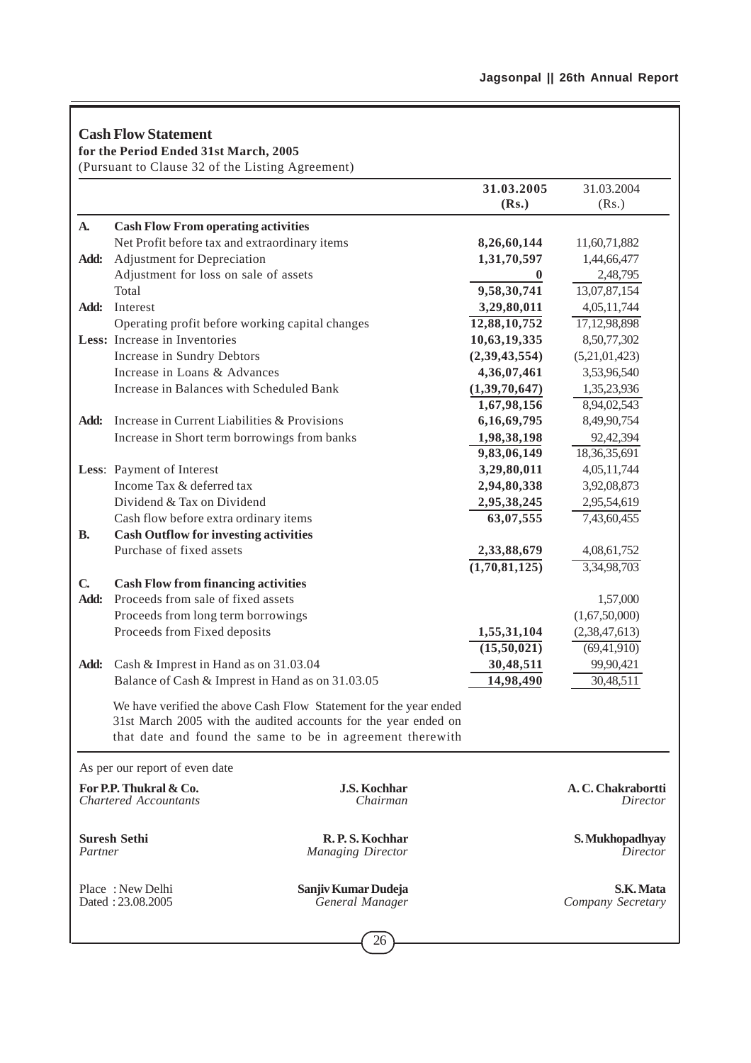## Cash Flow Statement

**for the Period Ended 31st March, 2005**

(Pursuant to Clause 32 of the Listing Agreement)

| | | 31.03.2005 (Rs.) | 31.03.2004 (Rs.) |
|---|---|---|---|
| **A.** | **Cash Flow From operating activities** | | |
| | Net Profit before tax and extraordinary items | **8,26,60,144** | 11,60,71,882 |
| **Add:** | Adjustment for Depreciation | **1,31,70,597** | 1,44,66,477 |
| | Adjustment for loss on sale of assets | **0** | 2,48,795 |
| | Total | **9,58,30,741** | 13,07,87,154 |
| **Add:** | Interest | **3,29,80,011** | 4,05,11,744 |
| | Operating profit before working capital changes | **12,88,10,752** | 17,12,98,898 |
| **Less:** | Increase in Inventories | **10,63,19,335** | 8,50,77,302 |
| | Increase in Sundry Debtors | **(2,39,43,554)** | (5,21,01,423) |
| | Increase in Loans & Advances | **4,36,07,461** | 3,53,96,540 |
| | Increase in Balances with Scheduled Bank | **(1,39,70,647)** | 1,35,23,936 |
| | | **1,67,98,156** | 8,94,02,543 |
| **Add:** | Increase in Current Liabilities & Provisions | **6,16,69,795** | 8,49,90,754 |
| | Increase in Short term borrowings from banks | **1,98,38,198** | 92,42,394 |
| | | **9,83,06,149** | 18,36,35,691 |
| **Less**: | Payment of Interest | **3,29,80,011** | 4,05,11,744 |
| | Income Tax & deferred tax | **2,94,80,338** | 3,92,08,873 |
| | Dividend & Tax on Dividend | **2,95,38,245** | 2,95,54,619 |
| | Cash flow before extra ordinary items | **63,07,555** | 7,43,60,455 |
| **B.** | **Cash Outflow for investing activities** | | |
| | Purchase of fixed assets | **2,33,88,679** | 4,08,61,752 |
| | | **(1,70,81,125)** | 3,34,98,703 |
| **C.** | **Cash Flow from financing activities** | | |
| **Add:** | Proceeds from sale of fixed assets | | 1,57,000 |
| | Proceeds from long term borrowings | | (1,67,50,000) |
| | Proceeds from Fixed deposits | **1,55,31,104** | (2,38,47,613) |
| | | **(15,50,021)** | (69,41,910) |
| **Add:** | Cash & Imprest in Hand as on 31.03.04 | **30,48,511** | 99,90,421 |
| | Balance of Cash & Imprest in Hand as on 31.03.05 | **14,98,490** | 30,48,511 |

We have verified the above Cash Flow Statement for the year ended 31st March 2005 with the audited accounts for the year ended on that date and found the same to be in agreement therewith

As per our report of even date

| | | |
|---|---|---|
| **For P.P. Thukral & Co.** *Chartered Accountants* | **J.S. Kochhar** *Chairman* | **A. C. Chakrabortti** *Director* |
| **Suresh Sethi** *Partner* | **R. P. S. Kochhar** *Managing Director* | **S. Mukhopadhyay** *Director* |
| Place : New Delhi Dated : 23.08.2005 | **Sanjiv Kumar Dudeja** *General Manager* | **S.K. Mata** *Company Secretary* |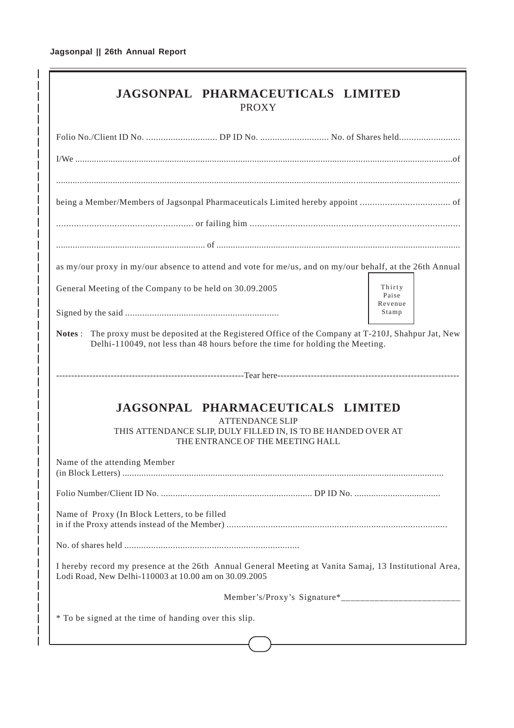# JAGSONPAL PHARMACEUTICALS LIMITED

PROXY

Folio No./Client ID No. ............................ DP ID No. ........................... No. of Shares held........................

I/We ............................................................................................................................................................of

.......................................................................................................................................................................

being a Member/Members of Jagsonpal Pharmaceuticals Limited hereby appoint ................................... of

..................................................... or failing him ..................................................................................

.............................................................. of ....................................................................................................

as my/our proxy in my/our absence to attend and vote for me/us, and on my/our behalf, at the 26th Annual General Meeting of the Company to be held on 30.09.2005

Signed by the said ..............................................................

Thirty Paise Revenue Stamp

**Notes** : The proxy must be deposited at the Registered Office of the Company at T-210J, Shahpur Jat, New Delhi-110049, not less than 48 hours before the time for holding the Meeting.

------------------------------------------------------------Tear here----------------------------------------------------------

# JAGSONPAL PHARMACEUTICALS LIMITED

ATTENDANCE SLIP

THIS ATTENDANCE SLIP, DULY FILLED IN, IS TO BE HANDED OVER AT THE ENTRANCE OF THE MEETING HALL

Name of the attending Member (in Block Letters) ....................................................................................................................................

Folio Number/Client ID No. .............................................................. DP ID No. ...................................

Name of Proxy (In Block Letters, to be filled in if the Proxy attends instead of the Member) ..........................................................................................

No. of shares held .......................................................................

I hereby record my presence at the 26th Annual General Meeting at Vanita Samaj, 13 Institutional Area, Lodi Road, New Delhi-110003 at 10.00 am on 30.09.2005

Member's/Proxy's Signature*________________________

* To be signed at the time of handing over this slip.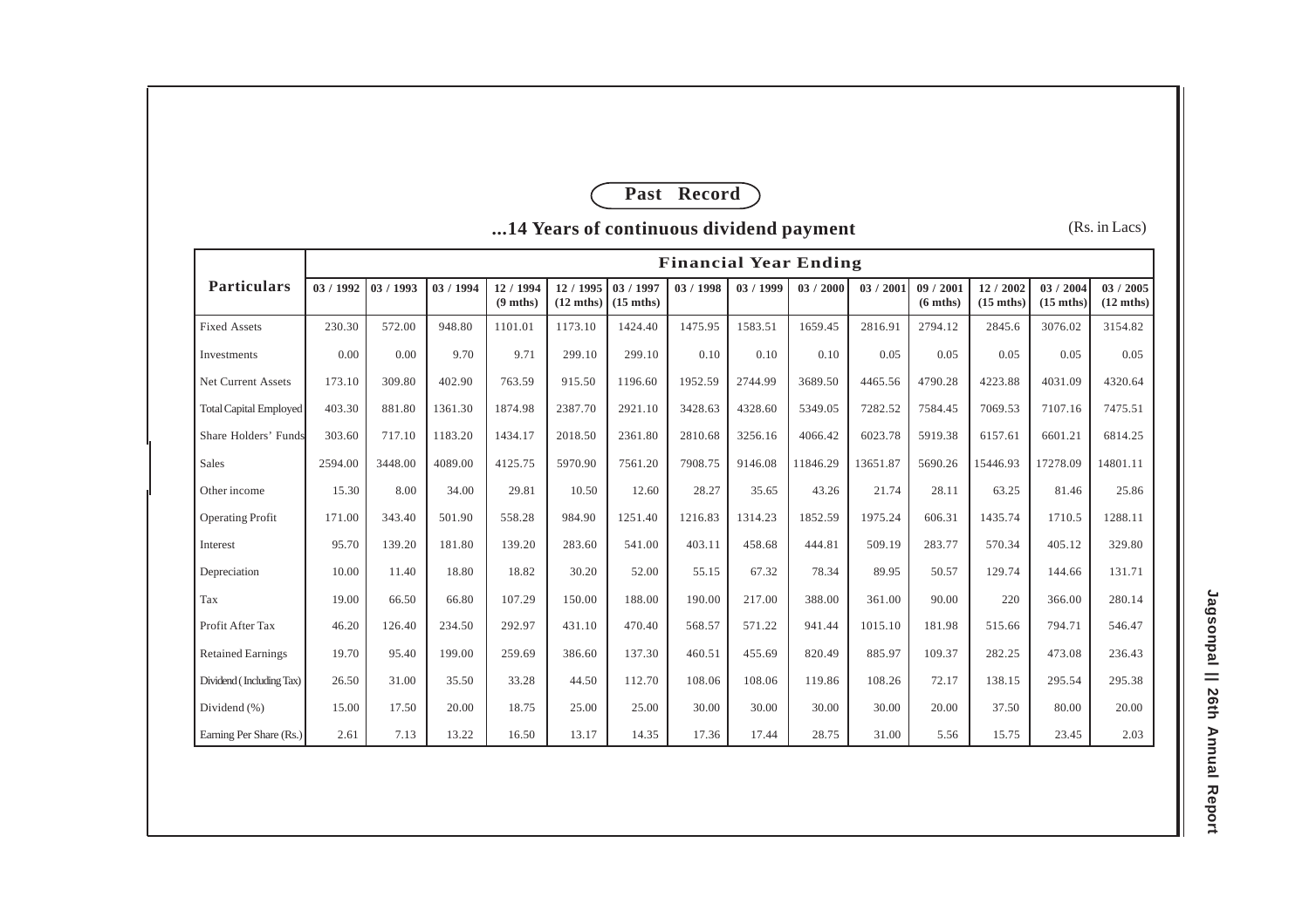## Past Record

### ...14 Years of continuous dividend payment

(Rs. in Lacs)

| Particulars | Financial Year Ending | | | | | | | | | | | | | |
|---|---|---|---|---|---|---|---|---|---|---|---|---|---|---|
| | 03 / 1992 | 03 / 1993 | 03 / 1994 | 12 / 1994 (9 mths) | 12 / 1995 (12 mths) | 03 / 1997 (15 mths) | 03 / 1998 | 03 / 1999 | 03 / 2000 | 03 / 2001 | 09 / 2001 (6 mths) | 12 / 2002 (15 mths) | 03 / 2004 (15 mths) | 03 / 2005 (12 mths) |
| Fixed Assets | 230.30 | 572.00 | 948.80 | 1101.01 | 1173.10 | 1424.40 | 1475.95 | 1583.51 | 1659.45 | 2816.91 | 2794.12 | 2845.6 | 3076.02 | 3154.82 |
| Investments | 0.00 | 0.00 | 9.70 | 9.71 | 299.10 | 299.10 | 0.10 | 0.10 | 0.10 | 0.05 | 0.05 | 0.05 | 0.05 | 0.05 |
| Net Current Assets | 173.10 | 309.80 | 402.90 | 763.59 | 915.50 | 1196.60 | 1952.59 | 2744.99 | 3689.50 | 4465.56 | 4790.28 | 4223.88 | 4031.09 | 4320.64 |
| Total Capital Employed | 403.30 | 881.80 | 1361.30 | 1874.98 | 2387.70 | 2921.10 | 3428.63 | 4328.60 | 5349.05 | 7282.52 | 7584.45 | 7069.53 | 7107.16 | 7475.51 |
| Share Holders' Funds | 303.60 | 717.10 | 1183.20 | 1434.17 | 2018.50 | 2361.80 | 2810.68 | 3256.16 | 4066.42 | 6023.78 | 5919.38 | 6157.61 | 6601.21 | 6814.25 |
| Sales | 2594.00 | 3448.00 | 4089.00 | 4125.75 | 5970.90 | 7561.20 | 7908.75 | 9146.08 | 11846.29 | 13651.87 | 5690.26 | 15446.93 | 17278.09 | 14801.11 |
| Other income | 15.30 | 8.00 | 34.00 | 29.81 | 10.50 | 12.60 | 28.27 | 35.65 | 43.26 | 21.74 | 28.11 | 63.25 | 81.46 | 25.86 |
| Operating Profit | 171.00 | 343.40 | 501.90 | 558.28 | 984.90 | 1251.40 | 1216.83 | 1314.23 | 1852.59 | 1975.24 | 606.31 | 1435.74 | 1710.5 | 1288.11 |
| Interest | 95.70 | 139.20 | 181.80 | 139.20 | 283.60 | 541.00 | 403.11 | 458.68 | 444.81 | 509.19 | 283.77 | 570.34 | 405.12 | 329.80 |
| Depreciation | 10.00 | 11.40 | 18.80 | 18.82 | 30.20 | 52.00 | 55.15 | 67.32 | 78.34 | 89.95 | 50.57 | 129.74 | 144.66 | 131.71 |
| Tax | 19.00 | 66.50 | 66.80 | 107.29 | 150.00 | 188.00 | 190.00 | 217.00 | 388.00 | 361.00 | 90.00 | 220 | 366.00 | 280.14 |
| Profit After Tax | 46.20 | 126.40 | 234.50 | 292.97 | 431.10 | 470.40 | 568.57 | 571.22 | 941.44 | 1015.10 | 181.98 | 515.66 | 794.71 | 546.47 |
| Retained Earnings | 19.70 | 95.40 | 199.00 | 259.69 | 386.60 | 137.30 | 460.51 | 455.69 | 820.49 | 885.97 | 109.37 | 282.25 | 473.08 | 236.43 |
| Dividend ( Including Tax) | 26.50 | 31.00 | 35.50 | 33.28 | 44.50 | 112.70 | 108.06 | 108.06 | 119.86 | 108.26 | 72.17 | 138.15 | 295.54 | 295.38 |
| Dividend (%) | 15.00 | 17.50 | 20.00 | 18.75 | 25.00 | 25.00 | 30.00 | 30.00 | 30.00 | 30.00 | 20.00 | 37.50 | 80.00 | 20.00 |
| Earning Per Share (Rs.) | 2.61 | 7.13 | 13.22 | 16.50 | 13.17 | 14.35 | 17.36 | 17.44 | 28.75 | 31.00 | 5.56 | 15.75 | 23.45 | 2.03 |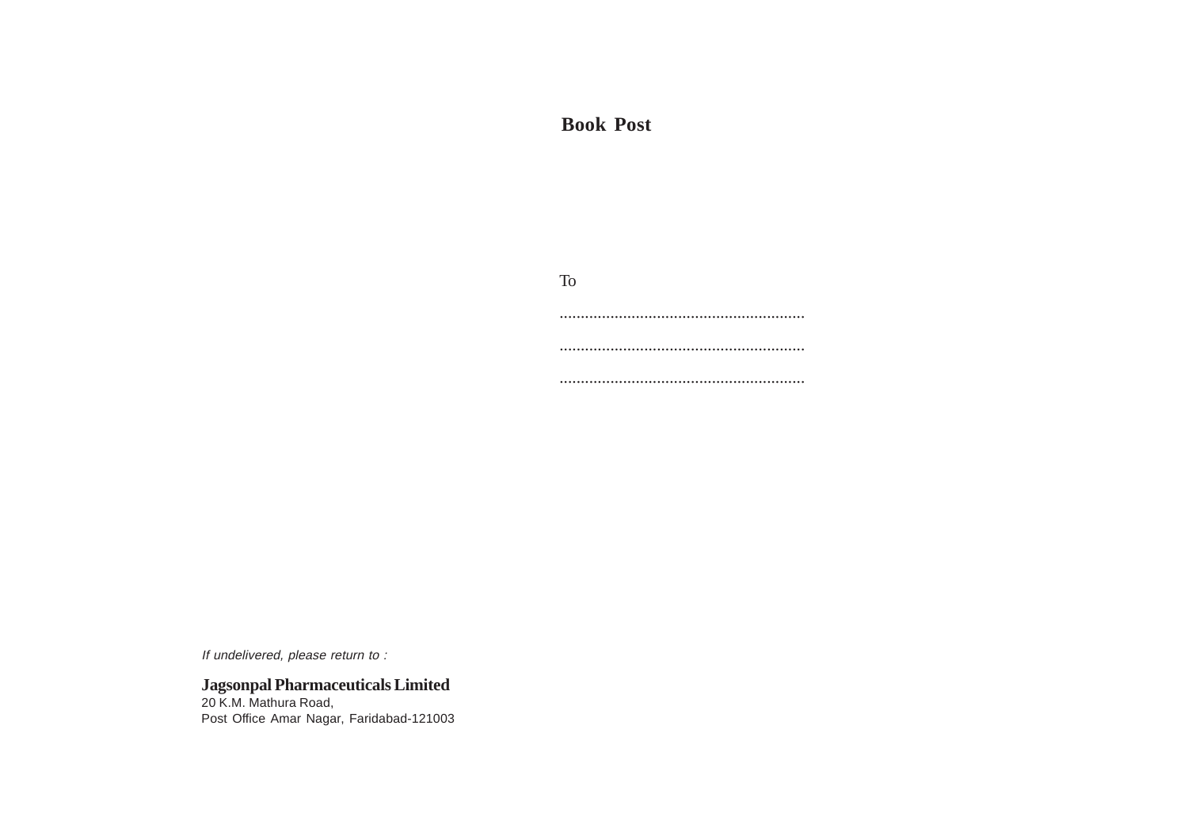**Book Post**

To

..........................................................

..........................................................

..........................................................

*If undelivered, please return to :*

**Jagsonpal Pharmaceuticals Limited**
20 K.M. Mathura Road,
Post Office Amar Nagar, Faridabad-121003